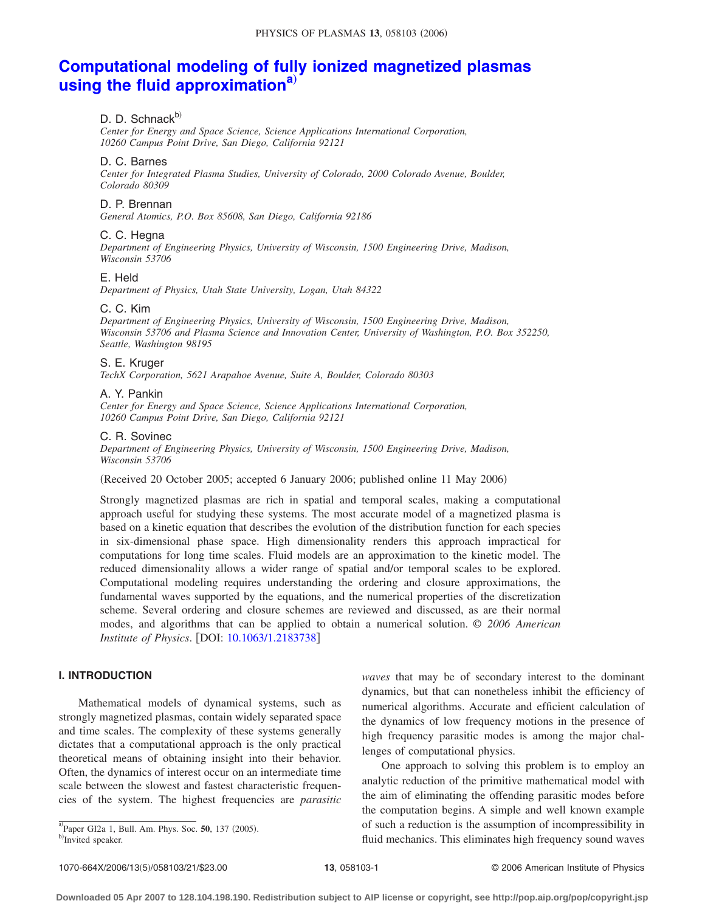# Computational modeling of fully ionized magnetized plasmas using the fluid approximation[a]

D. D. Schnack[b]
*Center for Energy and Space Science, Science Applications International Corporation, 10260 Campus Point Drive, San Diego, California 92121*

D. C. Barnes
*Center for Integrated Plasma Studies, University of Colorado, 2000 Colorado Avenue, Boulder, Colorado 80309*

D. P. Brennan
*General Atomics, P.O. Box 85608, San Diego, California 92186*

C. C. Hegna
*Department of Engineering Physics, University of Wisconsin, 1500 Engineering Drive, Madison, Wisconsin 53706*

E. Held
*Department of Physics, Utah State University, Logan, Utah 84322*

C. C. Kim
*Department of Engineering Physics, University of Wisconsin, 1500 Engineering Drive, Madison, Wisconsin 53706 and Plasma Science and Innovation Center, University of Washington, P.O. Box 352250, Seattle, Washington 98195*

S. E. Kruger
*TechX Corporation, 5621 Arapahoe Avenue, Suite A, Boulder, Colorado 80303*

A. Y. Pankin
*Center for Energy and Space Science, Science Applications International Corporation, 10260 Campus Point Drive, San Diego, California 92121*

C. R. Sovinec
*Department of Engineering Physics, University of Wisconsin, 1500 Engineering Drive, Madison, Wisconsin 53706*

(Received 20 October 2005; accepted 6 January 2006; published online 11 May 2006)

Strongly magnetized plasmas are rich in spatial and temporal scales, making a computational approach useful for studying these systems. The most accurate model of a magnetized plasma is based on a kinetic equation that describes the evolution of the distribution function for each species in six-dimensional phase space. High dimensionality renders this approach impractical for computations for long time scales. Fluid models are an approximation to the kinetic model. The reduced dimensionality allows a wider range of spatial and/or temporal scales to be explored. Computational modeling requires understanding the ordering and closure approximations, the fundamental waves supported by the equations, and the numerical properties of the discretization scheme. Several ordering and closure schemes are reviewed and discussed, as are their normal modes, and algorithms that can be applied to obtain a numerical solution. © *2006 American Institute of Physics*. [DOI: 10.1063/1.2183738]

## I. INTRODUCTION

Mathematical models of dynamical systems, such as strongly magnetized plasmas, contain widely separated space and time scales. The complexity of these systems generally dictates that a computational approach is the only practical theoretical means of obtaining insight into their behavior. Often, the dynamics of interest occur on an intermediate time scale between the slowest and fastest characteristic frequencies of the system. The highest frequencies are *parasitic waves* that may be of secondary interest to the dominant dynamics, but that can nonetheless inhibit the efficiency of numerical algorithms. Accurate and efficient calculation of the dynamics of low frequency motions in the presence of high frequency parasitic modes is among the major challenges of computational physics.

One approach to solving this problem is to employ an analytic reduction of the primitive mathematical model with the aim of eliminating the offending parasitic modes before the computation begins. A simple and well known example of such a reduction is the assumption of incompressibility in fluid mechanics. This eliminates high frequency sound waves

[a]Paper GI2a 1, Bull. Am. Phys. Soc. **50**, 137 (2005).
[b]Invited speaker.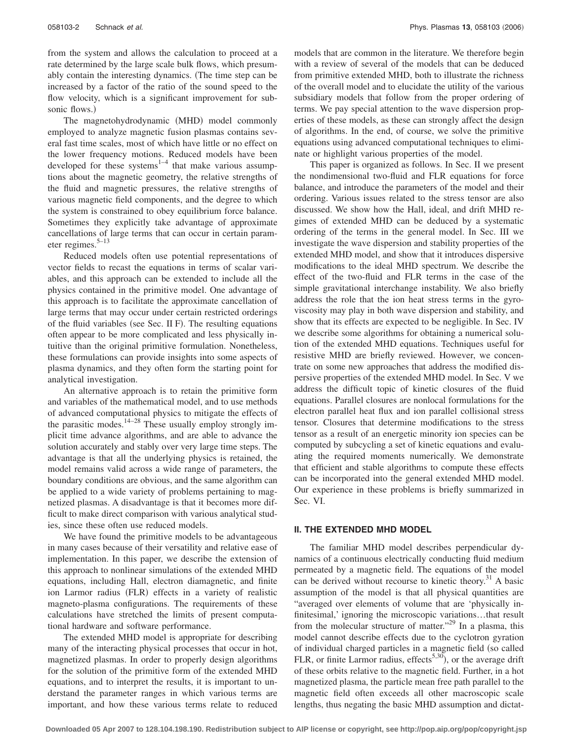from the system and allows the calculation to proceed at a rate determined by the large scale bulk flows, which presumably contain the interesting dynamics. (The time step can be increased by a factor of the ratio of the sound speed to the flow velocity, which is a significant improvement for subsonic flows.)

The magnetohydrodynamic (MHD) model commonly employed to analyze magnetic fusion plasmas contains several fast time scales, most of which have little or no effect on the lower frequency motions. Reduced models have been developed for these systems[1–4] that make various assumptions about the magnetic geometry, the relative strengths of the fluid and magnetic pressures, the relative strengths of various magnetic field components, and the degree to which the system is constrained to obey equilibrium force balance. Sometimes they explicitly take advantage of approximate cancellations of large terms that can occur in certain parameter regimes.[5–13]

Reduced models often use potential representations of vector fields to recast the equations in terms of scalar variables, and this approach can be extended to include all the physics contained in the primitive model. One advantage of this approach is to facilitate the approximate cancellation of large terms that may occur under certain restricted orderings of the fluid variables (see Sec. II F). The resulting equations often appear to be more complicated and less physically intuitive than the original primitive formulation. Nonetheless, these formulations can provide insights into some aspects of plasma dynamics, and they often form the starting point for analytical investigation.

An alternative approach is to retain the primitive form and variables of the mathematical model, and to use methods of advanced computational physics to mitigate the effects of the parasitic modes.[14–28] These usually employ strongly implicit time advance algorithms, and are able to advance the solution accurately and stably over very large time steps. The advantage is that all the underlying physics is retained, the model remains valid across a wide range of parameters, the boundary conditions are obvious, and the same algorithm can be applied to a wide variety of problems pertaining to magnetized plasmas. A disadvantage is that it becomes more difficult to make direct comparison with various analytical studies, since these often use reduced models.

We have found the primitive models to be advantageous in many cases because of their versatility and relative ease of implementation. In this paper, we describe the extension of this approach to nonlinear simulations of the extended MHD equations, including Hall, electron diamagnetic, and finite ion Larmor radius (FLR) effects in a variety of realistic magneto-plasma configurations. The requirements of these calculations have stretched the limits of present computational hardware and software performance.

The extended MHD model is appropriate for describing many of the interacting physical processes that occur in hot, magnetized plasmas. In order to properly design algorithms for the solution of the primitive form of the extended MHD equations, and to interpret the results, it is important to understand the parameter ranges in which various terms are important, and how these various terms relate to reduced models that are common in the literature. We therefore begin with a review of several of the models that can be deduced from primitive extended MHD, both to illustrate the richness of the overall model and to elucidate the utility of the various subsidiary models that follow from the proper ordering of terms. We pay special attention to the wave dispersion properties of these models, as these can strongly affect the design of algorithms. In the end, of course, we solve the primitive equations using advanced computational techniques to eliminate or highlight various properties of the model.

This paper is organized as follows. In Sec. II we present the nondimensional two-fluid and FLR equations for force balance, and introduce the parameters of the model and their ordering. Various issues related to the stress tensor are also discussed. We show how the Hall, ideal, and drift MHD regimes of extended MHD can be deduced by a systematic ordering of the terms in the general model. In Sec. III we investigate the wave dispersion and stability properties of the extended MHD model, and show that it introduces dispersive modifications to the ideal MHD spectrum. We describe the effect of the two-fluid and FLR terms in the case of the simple gravitational interchange instability. We also briefly address the role that the ion heat stress terms in the gyroviscosity may play in both wave dispersion and stability, and show that its effects are expected to be negligible. In Sec. IV we describe some algorithms for obtaining a numerical solution of the extended MHD equations. Techniques useful for resistive MHD are briefly reviewed. However, we concentrate on some new approaches that address the modified dispersive properties of the extended MHD model. In Sec. V we address the difficult topic of kinetic closures of the fluid equations. Parallel closures are nonlocal formulations for the electron parallel heat flux and ion parallel collisional stress tensor. Closures that determine modifications to the stress tensor as a result of an energetic minority ion species can be computed by subcycling a set of kinetic equations and evaluating the required moments numerically. We demonstrate that efficient and stable algorithms to compute these effects can be incorporated into the general extended MHD model. Our experience in these problems is briefly summarized in Sec. VI.

## II. THE EXTENDED MHD MODEL

The familiar MHD model describes perpendicular dynamics of a continuous electrically conducting fluid medium permeated by a magnetic field. The equations of the model can be derived without recourse to kinetic theory.[31] A basic assumption of the model is that all physical quantities are "averaged over elements of volume that are 'physically infinitesimal,' ignoring the microscopic variations…that result from the molecular structure of matter."[29] In a plasma, this model cannot describe effects due to the cyclotron gyration of individual charged particles in a magnetic field (so called FLR, or finite Larmor radius, effects[5,30]), or the average drift of these orbits relative to the magnetic field. Further, in a hot magnetized plasma, the particle mean free path parallel to the magnetic field often exceeds all other macroscopic scale lengths, thus negating the basic MHD assumption and dictat-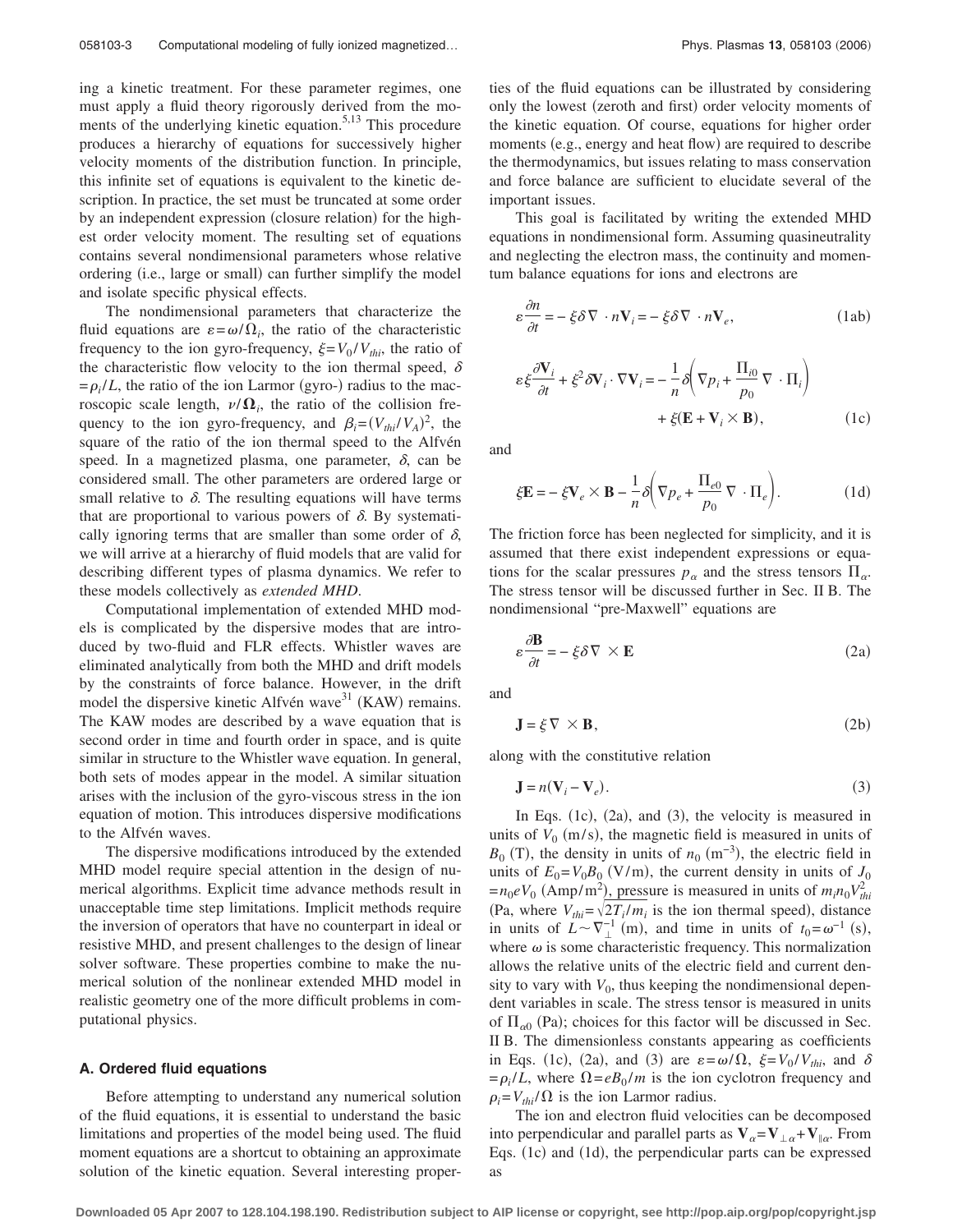ing a kinetic treatment. For these parameter regimes, one must apply a fluid theory rigorously derived from the moments of the underlying kinetic equation.[5,13] This procedure produces a hierarchy of equations for successively higher velocity moments of the distribution function. In principle, this infinite set of equations is equivalent to the kinetic description. In practice, the set must be truncated at some order by an independent expression (closure relation) for the highest order velocity moment. The resulting set of equations contains several nondimensional parameters whose relative ordering (i.e., large or small) can further simplify the model and isolate specific physical effects.

The nondimensional parameters that characterize the fluid equations are $\varepsilon=\omega/\Omega_i$, the ratio of the characteristic frequency to the ion gyro-frequency, $\xi=V_0/V_{thi}$, the ratio of the characteristic flow velocity to the ion thermal speed, $\delta=\rho_i/L$, the ratio of the ion Larmor (gyro-) radius to the macroscopic scale length, $\nu/\Omega_i$, the ratio of the collision frequency to the ion gyro-frequency, and $\beta_i=(V_{thi}/V_A)^2$, the square of the ratio of the ion thermal speed to the Alfvén speed. In a magnetized plasma, one parameter, $\delta$, can be considered small. The other parameters are ordered large or small relative to $\delta$. The resulting equations will have terms that are proportional to various powers of $\delta$. By systematically ignoring terms that are smaller than some order of $\delta$, we will arrive at a hierarchy of fluid models that are valid for describing different types of plasma dynamics. We refer to these models collectively as *extended MHD*.

Computational implementation of extended MHD models is complicated by the dispersive modes that are introduced by two-fluid and FLR effects. Whistler waves are eliminated analytically from both the MHD and drift models by the constraints of force balance. However, in the drift model the dispersive kinetic Alfvén wave[31] (KAW) remains. The KAW modes are described by a wave equation that is second order in time and fourth order in space, and is quite similar in structure to the Whistler wave equation. In general, both sets of modes appear in the model. A similar situation arises with the inclusion of the gyro-viscous stress in the ion equation of motion. This introduces dispersive modifications to the Alfvén waves.

The dispersive modifications introduced by the extended MHD model require special attention in the design of numerical algorithms. Explicit time advance methods result in unacceptable time step limitations. Implicit methods require the inversion of operators that have no counterpart in ideal or resistive MHD, and present challenges to the design of linear solver software. These properties combine to make the numerical solution of the nonlinear extended MHD model in realistic geometry one of the more difficult problems in computational physics.

### A. Ordered fluid equations

Before attempting to understand any numerical solution of the fluid equations, it is essential to understand the basic limitations and properties of the model being used. The fluid moment equations are a shortcut to obtaining an approximate solution of the kinetic equation. Several interesting properties of the fluid equations can be illustrated by considering only the lowest (zeroth and first) order velocity moments of the kinetic equation. Of course, equations for higher order moments (e.g., energy and heat flow) are required to describe the thermodynamics, but issues relating to mass conservation and force balance are sufficient to elucidate several of the important issues.

This goal is facilitated by writing the extended MHD equations in nondimensional form. Assuming quasineutrality and neglecting the electron mass, the continuity and momentum balance equations for ions and electrons are

$$\varepsilon\frac{\partial n}{\partial t}=-\xi\delta\nabla\cdot n\mathbf{V}_i=-\xi\delta\nabla\cdot n\mathbf{V}_e, \tag{1ab}$$

$$\varepsilon\xi\frac{\partial \mathbf{V}_i}{\partial t}+\xi^2\delta\mathbf{V}_i\cdot\nabla\mathbf{V}_i=-\frac{1}{n}\delta\left(\nabla p_i+\frac{\Pi_{i0}}{p_0}\nabla\cdot\Pi_i\right)+\xi(\mathbf{E}+\mathbf{V}_i\times\mathbf{B}), \tag{1c}$$

and

$$\xi\mathbf{E}=-\xi\mathbf{V}_e\times\mathbf{B}-\frac{1}{n}\delta\left(\nabla p_e+\frac{\Pi_{e0}}{p_0}\nabla\cdot\Pi_e\right). \tag{1d}$$

The friction force has been neglected for simplicity, and it is assumed that there exist independent expressions or equations for the scalar pressures $p_\alpha$ and the stress tensors $\Pi_\alpha$. The stress tensor will be discussed further in Sec. II B. The nondimensional "pre-Maxwell" equations are

$$\varepsilon\frac{\partial \mathbf{B}}{\partial t}=-\xi\delta\nabla\times\mathbf{E} \tag{2a}$$

and

$$\mathbf{J}=\xi\nabla\times\mathbf{B}, \tag{2b}$$

along with the constitutive relation

$$\mathbf{J}=n(\mathbf{V}_i-\mathbf{V}_e). \tag{3}$$

In Eqs. (1c), (2a), and (3), the velocity is measured in units of $V_0$ (m/s), the magnetic field is measured in units of $B_0$ (T), the density in units of $n_0$ (m$^{-3}$), the electric field in units of $E_0=V_0B_0$ (V/m), the current density in units of $J_0=n_0eV_0$ (Amp/m$^2$), pressure is measured in units of $m_in_0V_{thi}^2$ (Pa, where $V_{thi}=\sqrt{2T_i/m_i}$ is the ion thermal speed), distance in units of $L\sim\nabla_\perp^{-1}$ (m), and time in units of $t_0=\omega^{-1}$ (s), where $\omega$ is some characteristic frequency. This normalization allows the relative units of the electric field and current density to vary with $V_0$, thus keeping the nondimensional dependent variables in scale. The stress tensor is measured in units of $\Pi_{\alpha0}$ (Pa); choices for this factor will be discussed in Sec. II B. The dimensionless constants appearing as coefficients in Eqs. (1c), (2a), and (3) are $\varepsilon=\omega/\Omega$, $\xi=V_0/V_{thi}$, and $\delta=\rho_i/L$, where $\Omega=eB_0/m$ is the ion cyclotron frequency and $\rho_i=V_{thi}/\Omega$ is the ion Larmor radius.

The ion and electron fluid velocities can be decomposed into perpendicular and parallel parts as $\mathbf{V}_\alpha=\mathbf{V}_{\perp\alpha}+\mathbf{V}_{\parallel\alpha}$. From Eqs. (1c) and (1d), the perpendicular parts can be expressed as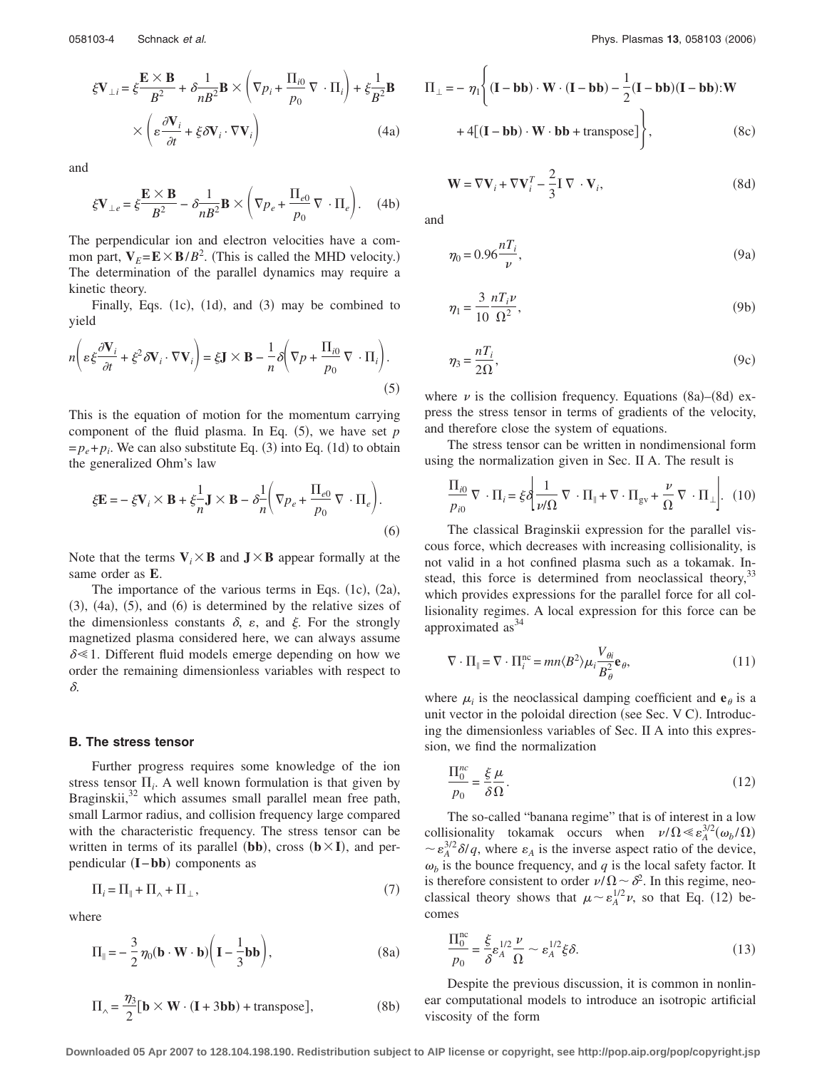$$\xi \mathbf{V}_{\perp i} = \xi \frac{\mathbf{E}\times\mathbf{B}}{B^2} + \delta \frac{1}{nB^2}\mathbf{B}\times\left(\nabla p_i + \frac{\Pi_{i0}}{p_0}\nabla\cdot\Pi_i\right) + \xi\frac{1}{B^2}\mathbf{B} \times\left(\varepsilon\frac{\partial \mathbf{V}_i}{\partial t} + \xi\delta \mathbf{V}_i\cdot\nabla\mathbf{V}_i\right) \tag{4a}$$

and

$$\xi \mathbf{V}_{\perp e} = \xi \frac{\mathbf{E}\times\mathbf{B}}{B^2} - \delta\frac{1}{nB^2}\mathbf{B}\times\left(\nabla p_e + \frac{\Pi_{e0}}{p_0}\nabla\cdot\Pi_e\right). \tag{4b}$$

The perpendicular ion and electron velocities have a common part, $\mathbf{V}_E = \mathbf{E}\times\mathbf{B}/B^2$. (This is called the MHD velocity.) The determination of the parallel dynamics may require a kinetic theory.

Finally, Eqs. (1c), (1d), and (3) may be combined to yield

$$n\left(\varepsilon\xi\frac{\partial \mathbf{V}_i}{\partial t} + \xi^2\delta\mathbf{V}_i\cdot\nabla\mathbf{V}_i\right) = \xi\mathbf{J}\times\mathbf{B} - \frac{1}{n}\delta\left(\nabla p + \frac{\Pi_{i0}}{p_0}\nabla\cdot\Pi_i\right). \tag{5}$$

This is the equation of motion for the momentum carrying component of the fluid plasma. In Eq. (5), we have set $p = p_e + p_i$. We can also substitute Eq. (3) into Eq. (1d) to obtain the generalized Ohm's law

$$\xi\mathbf{E} = -\xi\mathbf{V}_i\times\mathbf{B} + \xi\frac{1}{n}\mathbf{J}\times\mathbf{B} - \delta\frac{1}{n}\left(\nabla p_e + \frac{\Pi_{e0}}{p_0}\nabla\cdot\Pi_e\right). \tag{6}$$

Note that the terms $\mathbf{V}_i\times\mathbf{B}$ and $\mathbf{J}\times\mathbf{B}$ appear formally at the same order as $\mathbf{E}$.

The importance of the various terms in Eqs. (1c), (2a), (3), (4a), (5), and (6) is determined by the relative sizes of the dimensionless constants $\delta$, $\varepsilon$, and $\xi$. For the strongly magnetized plasma considered here, we can always assume $\delta \ll 1$. Different fluid models emerge depending on how we order the remaining dimensionless variables with respect to $\delta$.

### B. The stress tensor

Further progress requires some knowledge of the ion stress tensor $\Pi_i$. A well known formulation is that given by Braginskii,[32] which assumes small parallel mean free path, small Larmor radius, and collision frequency large compared with the characteristic frequency. The stress tensor can be written in terms of its parallel ($\mathbf{bb}$), cross ($\mathbf{b}\times\mathbf{I}$), and perpendicular ($\mathbf{I}-\mathbf{bb}$) components as

$$\Pi_i = \Pi_\parallel + \Pi_\wedge + \Pi_\perp, \tag{7}$$

where

$$\Pi_\parallel = -\frac{3}{2}\eta_0(\mathbf{b}\cdot\mathbf{W}\cdot\mathbf{b})\left(\mathbf{I} - \frac{1}{3}\mathbf{bb}\right), \tag{8a}$$

$$\Pi_\wedge = \frac{\eta_3}{2}[\mathbf{b}\times\mathbf{W}\cdot(\mathbf{I}+3\mathbf{bb}) + \text{transpose}], \tag{8b}$$

$$\Pi_\perp = -\eta_1\left\{(\mathbf{I}-\mathbf{bb})\cdot\mathbf{W}\cdot(\mathbf{I}-\mathbf{bb}) - \frac{1}{2}(\mathbf{I}-\mathbf{bb})(\mathbf{I}-\mathbf{bb}):\mathbf{W} + 4[(\mathbf{I}-\mathbf{bb})\cdot\mathbf{W}\cdot\mathbf{bb} + \text{transpose}]\right\}, \tag{8c}$$

$$\mathbf{W} = \nabla\mathbf{V}_i + \nabla\mathbf{V}_i^T - \frac{2}{3}\mathbf{I}\,\nabla\cdot\mathbf{V}_i, \tag{8d}$$

and

$$\eta_0 = 0.96\frac{nT_i}{\nu}, \tag{9a}$$

$$\eta_1 = \frac{3}{10}\frac{nT_i\nu}{\Omega^2}, \tag{9b}$$

$$\eta_3 = \frac{nT_i}{2\Omega}, \tag{9c}$$

where $\nu$ is the collision frequency. Equations (8a)–(8d) express the stress tensor in terms of gradients of the velocity, and therefore close the system of equations.

The stress tensor can be written in nondimensional form using the normalization given in Sec. II A. The result is

$$\frac{\Pi_{i0}}{p_{i0}}\nabla\cdot\Pi_i = \xi\delta\left[\frac{1}{\nu/\Omega}\nabla\cdot\Pi_\parallel + \nabla\cdot\Pi_{\text{gv}} + \frac{\nu}{\Omega}\nabla\cdot\Pi_\perp\right]. \tag{10}$$

The classical Braginskii expression for the parallel viscous force, which decreases with increasing collisionality, is not valid in a hot confined plasma such as a tokamak. Instead, this force is determined from neoclassical theory,[33] which provides expressions for the parallel force for all collisionality regimes. A local expression for this force can be approximated as[34]

$$\nabla\cdot\Pi_\parallel = \nabla\cdot\Pi_i^{\text{nc}} = mn\langle B^2\rangle\mu_i\frac{V_{\theta i}}{B_\theta^2}\mathbf{e}_\theta, \tag{11}$$

where $\mu_i$ is the neoclassical damping coefficient and $\mathbf{e}_\theta$ is a unit vector in the poloidal direction (see Sec. V C). Introducing the dimensionless variables of Sec. II A into this expression, we find the normalization

$$\frac{\Pi_0^{nc}}{p_0} = \frac{\xi}{\delta}\frac{\mu}{\Omega}. \tag{12}$$

The so-called "banana regime" that is of interest in a low collisionality tokamak occurs when $\nu/\Omega \ll \varepsilon_A^{3/2}(\omega_b/\Omega) \sim \varepsilon_A^{3/2}\delta/q$, where $\varepsilon_A$ is the inverse aspect ratio of the device, $\omega_b$ is the bounce frequency, and $q$ is the local safety factor. It is therefore consistent to order $\nu/\Omega \sim \delta^2$. In this regime, neoclassical theory shows that $\mu \sim \varepsilon_A^{1/2}\nu$, so that Eq. (12) becomes

$$\frac{\Pi_0^{\text{nc}}}{p_0} = \frac{\xi}{\delta}\varepsilon_A^{1/2}\frac{\nu}{\Omega} \sim \varepsilon_A^{1/2}\xi\delta. \tag{13}$$

Despite the previous discussion, it is common in nonlinear computational models to introduce an isotropic artificial viscosity of the form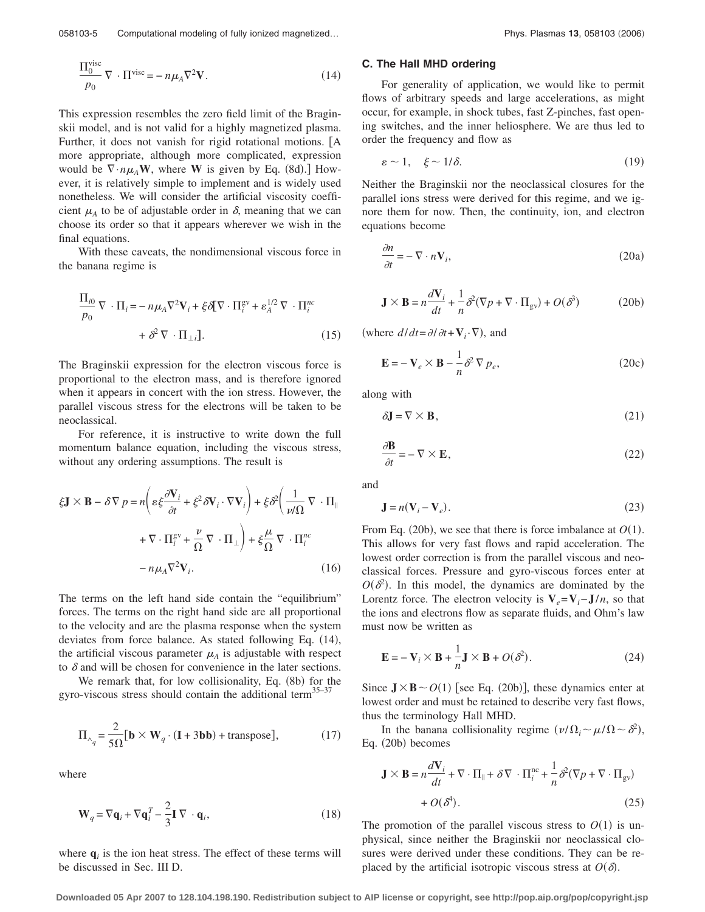$$\frac{\Pi_0^{\text{visc}}}{p_0} \nabla \cdot \Pi^{\text{visc}} = -n\mu_A \nabla^2 \mathbf{V}. \tag{14}$$

This expression resembles the zero field limit of the Braginskii model, and is not valid for a highly magnetized plasma. Further, it does not vanish for rigid rotational motions. [A more appropriate, although more complicated, expression would be $\nabla \cdot n\mu_A \mathbf{W}$, where $\mathbf{W}$ is given by Eq. (8d).] However, it is relatively simple to implement and is widely used nonetheless. We will consider the artificial viscosity coefficient $\mu_A$ to be of adjustable order in $\delta$, meaning that we can choose its order so that it appears wherever we wish in the final equations.

With these caveats, the nondimensional viscous force in the banana regime is

$$\frac{\Pi_{i0}}{p_0} \nabla \cdot \Pi_i = -n\mu_A \nabla^2 \mathbf{V}_i + \xi\delta[\nabla \cdot \Pi_i^{\text{gv}} + \varepsilon_A^{1/2} \nabla \cdot \Pi_i^{nc} + \delta^2 \nabla \cdot \Pi_{\perp i}]. \tag{15}$$

The Braginskii expression for the electron viscous force is proportional to the electron mass, and is therefore ignored when it appears in concert with the ion stress. However, the parallel viscous stress for the electrons will be taken to be neoclassical.

For reference, it is instructive to write down the full momentum balance equation, including the viscous stress, without any ordering assumptions. The result is

$$\xi \mathbf{J} \times \mathbf{B} - \delta \nabla p = n\left(\varepsilon\xi \frac{\partial \mathbf{V}_i}{\partial t} + \xi^2 \delta \mathbf{V}_i \cdot \nabla \mathbf{V}_i\right) + \xi\delta^2\left(\frac{1}{\nu/\Omega} \nabla \cdot \Pi_\parallel + \nabla \cdot \Pi_i^{\text{gv}} + \frac{\nu}{\Omega} \nabla \cdot \Pi_\perp\right) + \xi\frac{\mu}{\Omega} \nabla \cdot \Pi_i^{nc} - n\mu_A \nabla^2 \mathbf{V}_i. \tag{16}$$

The terms on the left hand side contain the "equilibrium" forces. The terms on the right hand side are all proportional to the velocity and are the plasma response when the system deviates from force balance. As stated following Eq. (14), the artificial viscous parameter $\mu_A$ is adjustable with respect to $\delta$ and will be chosen for convenience in the later sections.

We remark that, for low collisionality, Eq. (8b) for the gyro-viscous stress should contain the additional term[35–37]

$$\Pi_{\wedge q} = \frac{2}{5\Omega}[\mathbf{b} \times \mathbf{W}_q \cdot (\mathbf{I} + 3\mathbf{bb}) + \text{transpose}], \tag{17}$$

where

$$\mathbf{W}_q = \nabla \mathbf{q}_i + \nabla \mathbf{q}_i^T - \frac{2}{3}\mathbf{I} \nabla \cdot \mathbf{q}_i, \tag{18}$$

where $\mathbf{q}_i$ is the ion heat stress. The effect of these terms will be discussed in Sec. III D.

### C. The Hall MHD ordering

For generality of application, we would like to permit flows of arbitrary speeds and large accelerations, as might occur, for example, in shock tubes, fast Z-pinches, fast opening switches, and the inner heliosphere. We are thus led to order the frequency and flow as

$$\varepsilon \sim 1, \quad \xi \sim 1/\delta. \tag{19}$$

Neither the Braginskii nor the neoclassical closures for the parallel ions stress were derived for this regime, and we ignore them for now. Then, the continuity, ion, and electron equations become

$$\frac{\partial n}{\partial t} = -\nabla \cdot n\mathbf{V}_i, \tag{20a}$$

$$\mathbf{J} \times \mathbf{B} = n\frac{d\mathbf{V}_i}{dt} + \frac{1}{n}\delta^2(\nabla p + \nabla \cdot \Pi_{\text{gv}}) + O(\delta^3) \tag{20b}$$

(where $d/dt = \partial/\partial t + \mathbf{V}_i \cdot \nabla$), and

$$\mathbf{E} = -\mathbf{V}_e \times \mathbf{B} - \frac{1}{n}\delta^2 \nabla p_e, \tag{20c}$$

along with

$$\delta \mathbf{J} = \nabla \times \mathbf{B}, \tag{21}$$

$$\frac{\partial \mathbf{B}}{\partial t} = -\nabla \times \mathbf{E}, \tag{22}$$

and

$$\mathbf{J} = n(\mathbf{V}_i - \mathbf{V}_e). \tag{23}$$

From Eq. (20b), we see that there is force imbalance at $O(1)$. This allows for very fast flows and rapid acceleration. The lowest order correction is from the parallel viscous and neoclassical forces. Pressure and gyro-viscous forces enter at $O(\delta^2)$. In this model, the dynamics are dominated by the Lorentz force. The electron velocity is $\mathbf{V}_e = \mathbf{V}_i - \mathbf{J}/n$, so that the ions and electrons flow as separate fluids, and Ohm's law must now be written as

$$\mathbf{E} = -\mathbf{V}_i \times \mathbf{B} + \frac{1}{n}\mathbf{J} \times \mathbf{B} + O(\delta^2). \tag{24}$$

Since $\mathbf{J} \times \mathbf{B} \sim O(1)$ [see Eq. (20b)], these dynamics enter at lowest order and must be retained to describe very fast flows, thus the terminology Hall MHD.

In the banana collisionality regime ($\nu/\Omega_i \sim \mu/\Omega \sim \delta^2$), Eq. (20b) becomes

$$\mathbf{J} \times \mathbf{B} = n\frac{d\mathbf{V}_i}{dt} + \nabla \cdot \Pi_\parallel + \delta \nabla \cdot \Pi_i^{\text{nc}} + \frac{1}{n}\delta^2(\nabla p + \nabla \cdot \Pi_{\text{gv}}) + O(\delta^4). \tag{25}$$

The promotion of the parallel viscous stress to $O(1)$ is unphysical, since neither the Braginskii nor neoclassical closures were derived under these conditions. They can be replaced by the artificial isotropic viscous stress at $O(\delta)$.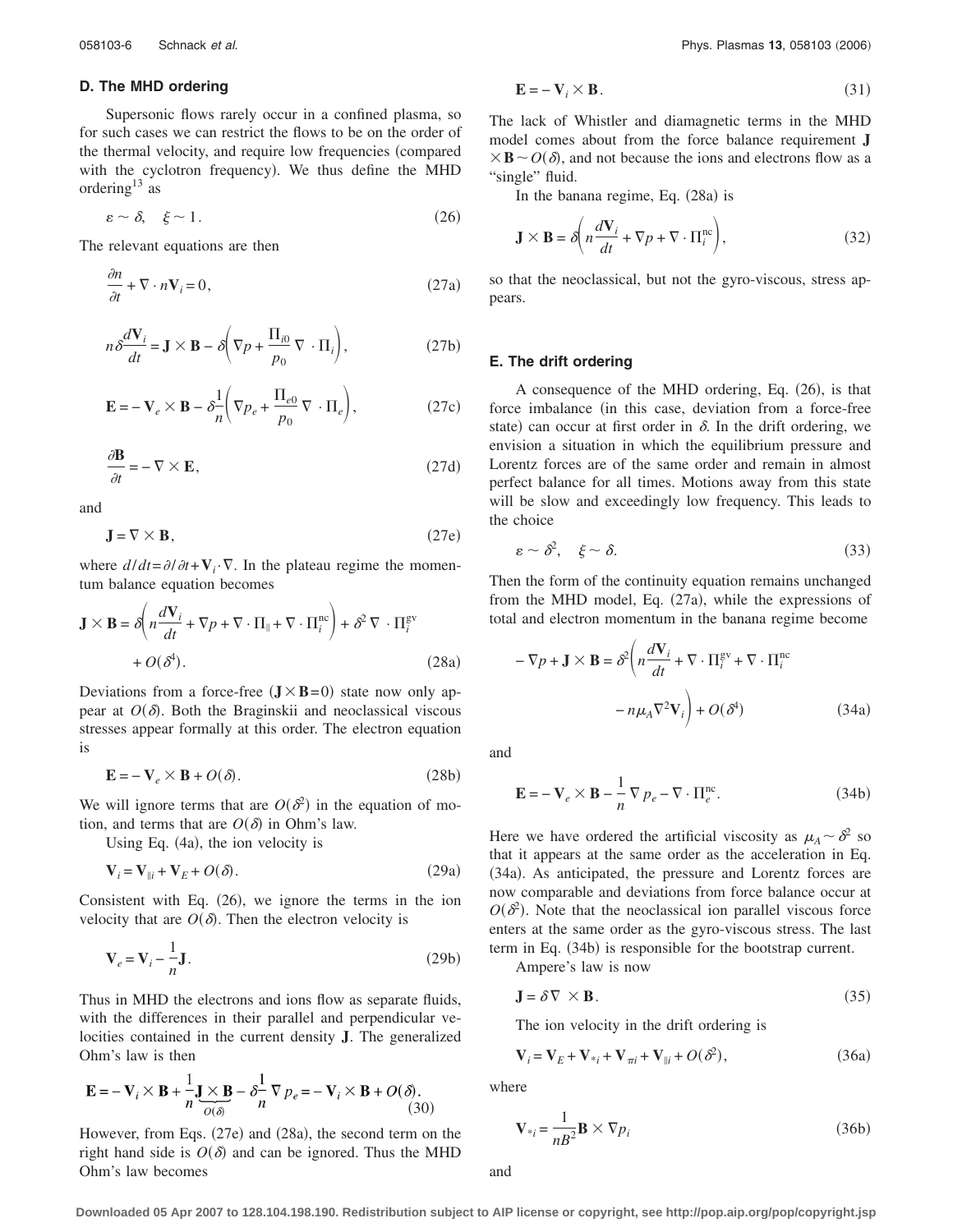### D. The MHD ordering

Supersonic flows rarely occur in a confined plasma, so for such cases we can restrict the flows to be on the order of the thermal velocity, and require low frequencies (compared with the cyclotron frequency). We thus define the MHD ordering[13] as

$$\varepsilon \sim \delta, \quad \xi \sim 1. \tag{26}$$

The relevant equations are then

$$\frac{\partial n}{\partial t} + \nabla \cdot n\mathbf{V}_i = 0, \tag{27a}$$

$$n\delta\frac{d\mathbf{V}_i}{dt} = \mathbf{J}\times\mathbf{B} - \delta\left(\nabla p + \frac{\Pi_{i0}}{p_0}\nabla \cdot \Pi_i\right), \tag{27b}$$

$$\mathbf{E} = -\mathbf{V}_e \times \mathbf{B} - \delta\frac{1}{n}\left(\nabla p_e + \frac{\Pi_{e0}}{p_0}\nabla \cdot \Pi_e\right), \tag{27c}$$

$$\frac{\partial \mathbf{B}}{\partial t} = -\nabla \times \mathbf{E}, \tag{27d}$$

and

$$\mathbf{J} = \nabla \times \mathbf{B}, \tag{27e}$$

where $d/dt = \partial/\partial t + \mathbf{V}_i \cdot \nabla$. In the plateau regime the momentum balance equation becomes

$$\mathbf{J}\times\mathbf{B} = \delta\left(n\frac{d\mathbf{V}_i}{dt} + \nabla p + \nabla \cdot \Pi_\parallel + \nabla \cdot \Pi_i^{\mathrm{nc}}\right) + \delta^2 \nabla \cdot \Pi_i^{\mathrm{gv}} + O(\delta^4). \tag{28a}$$

Deviations from a force-free ($\mathbf{J}\times\mathbf{B}=0$) state now only appear at $O(\delta)$. Both the Braginskii and neoclassical viscous stresses appear formally at this order. The electron equation is

$$\mathbf{E} = -\mathbf{V}_e \times \mathbf{B} + O(\delta). \tag{28b}$$

We will ignore terms that are $O(\delta^2)$ in the equation of motion, and terms that are $O(\delta)$ in Ohm's law.

Using Eq. (4a), the ion velocity is

$$\mathbf{V}_i = \mathbf{V}_{\parallel i} + \mathbf{V}_E + O(\delta). \tag{29a}$$

Consistent with Eq. (26), we ignore the terms in the ion velocity that are $O(\delta)$. Then the electron velocity is

$$\mathbf{V}_e = \mathbf{V}_i - \frac{1}{n}\mathbf{J}. \tag{29b}$$

Thus in MHD the electrons and ions flow as separate fluids, with the differences in their parallel and perpendicular velocities contained in the current density $\mathbf{J}$. The generalized Ohm's law is then

$$\mathbf{E} = -\mathbf{V}_i \times \mathbf{B} + \frac{1}{n}\underbrace{\mathbf{J}\times\mathbf{B}}_{O(\delta)} - \delta\frac{1}{n}\nabla p_e = -\mathbf{V}_i \times \mathbf{B} + O(\delta). \tag{30}$$

However, from Eqs. (27e) and (28a), the second term on the right hand side is $O(\delta)$ and can be ignored. Thus the MHD Ohm's law becomes

$$\mathbf{E} = -\mathbf{V}_i \times \mathbf{B}. \tag{31}$$

The lack of Whistler and diamagnetic terms in the MHD model comes about from the force balance requirement $\mathbf{J}\times\mathbf{B} \sim O(\delta)$, and not because the ions and electrons flow as a "single" fluid.

In the banana regime, Eq. (28a) is

$$\mathbf{J}\times\mathbf{B} = \delta\left(n\frac{d\mathbf{V}_i}{dt} + \nabla p + \nabla \cdot \Pi_i^{\mathrm{nc}}\right), \tag{32}$$

so that the neoclassical, but not the gyro-viscous, stress appears.

### E. The drift ordering

A consequence of the MHD ordering, Eq. (26), is that force imbalance (in this case, deviation from a force-free state) can occur at first order in $\delta$. In the drift ordering, we envision a situation in which the equilibrium pressure and Lorentz forces are of the same order and remain in almost perfect balance for all times. Motions away from this state will be slow and exceedingly low frequency. This leads to the choice

$$\varepsilon \sim \delta^2, \quad \xi \sim \delta. \tag{33}$$

Then the form of the continuity equation remains unchanged from the MHD model, Eq. (27a), while the expressions of total and electron momentum in the banana regime become

$$-\nabla p + \mathbf{J}\times\mathbf{B} = \delta^2\left(n\frac{d\mathbf{V}_i}{dt} + \nabla \cdot \Pi_i^{\mathrm{gv}} + \nabla \cdot \Pi_i^{\mathrm{nc}} - n\mu_A \nabla^2 \mathbf{V}_i\right) + O(\delta^4) \tag{34a}$$

and

$$\mathbf{E} = -\mathbf{V}_e \times \mathbf{B} - \frac{1}{n}\nabla p_e - \nabla \cdot \Pi_e^{\mathrm{nc}}. \tag{34b}$$

Here we have ordered the artificial viscosity as $\mu_A \sim \delta^2$ so that it appears at the same order as the acceleration in Eq. (34a). As anticipated, the pressure and Lorentz forces are now comparable and deviations from force balance occur at $O(\delta^2)$. Note that the neoclassical ion parallel viscous force enters at the same order as the gyro-viscous stress. The last term in Eq. (34b) is responsible for the bootstrap current.

Ampere's law is now

$$\mathbf{J} = \delta \nabla \times \mathbf{B}. \tag{35}$$

The ion velocity in the drift ordering is

$$\mathbf{V}_i = \mathbf{V}_E + \mathbf{V}_{*i} + \mathbf{V}_{\pi i} + \mathbf{V}_{\parallel i} + O(\delta^2), \tag{36a}$$

where

$$\mathbf{V}_{*i} = \frac{1}{nB^2}\mathbf{B}\times\nabla p_i \tag{36b}$$

and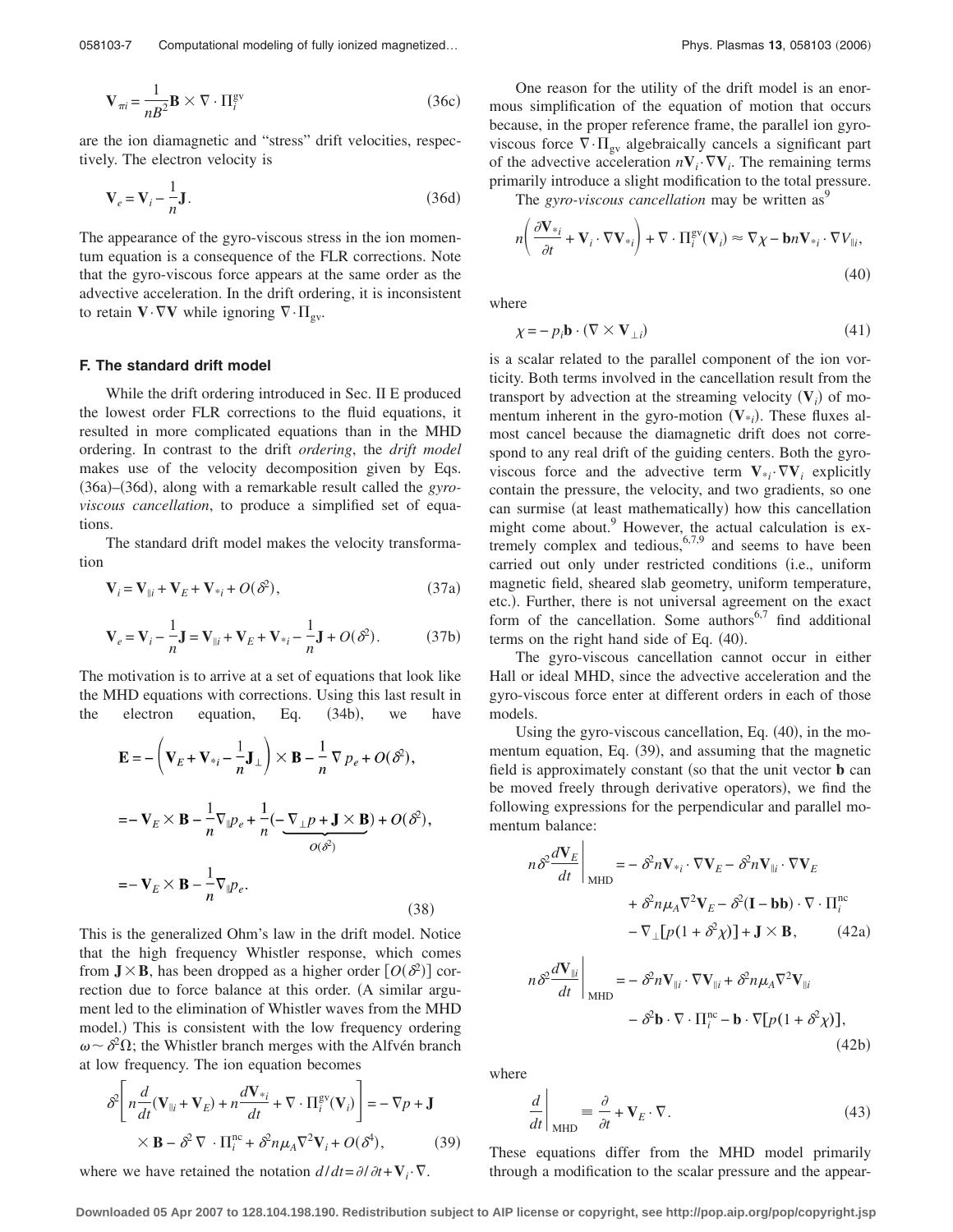$$\mathbf{V}_{\pi i} = \frac{1}{nB^2}\mathbf{B} \times \nabla \cdot \Pi_i^{\rm gv} \tag{36c}$$

are the ion diamagnetic and "stress" drift velocities, respectively. The electron velocity is

$$\mathbf{V}_e = \mathbf{V}_i - \frac{1}{n}\mathbf{J}. \tag{36d}$$

The appearance of the gyro-viscous stress in the ion momentum equation is a consequence of the FLR corrections. Note that the gyro-viscous force appears at the same order as the advective acceleration. In the drift ordering, it is inconsistent to retain $\mathbf{V} \cdot \nabla \mathbf{V}$ while ignoring $\nabla \cdot \Pi_{\rm gv}$.

### F. The standard drift model

While the drift ordering introduced in Sec. II E produced the lowest order FLR corrections to the fluid equations, it resulted in more complicated equations than in the MHD ordering. In contrast to the drift *ordering*, the *drift model* makes use of the velocity decomposition given by Eqs. (36a)–(36d), along with a remarkable result called the *gyro-viscous cancellation*, to produce a simplified set of equations.

The standard drift model makes the velocity transformation

$$\mathbf{V}_i = \mathbf{V}_{\parallel i} + \mathbf{V}_E + \mathbf{V}_{*i} + O(\delta^2), \tag{37a}$$

$$\mathbf{V}_e = \mathbf{V}_i - \frac{1}{n}\mathbf{J} = \mathbf{V}_{\parallel i} + \mathbf{V}_E + \mathbf{V}_{*i} - \frac{1}{n}\mathbf{J} + O(\delta^2). \tag{37b}$$

The motivation is to arrive at a set of equations that look like the MHD equations with corrections. Using this last result in the electron equation, Eq. (34b), we have

$$\begin{aligned}
\mathbf{E} &= -\left(\mathbf{V}_E + \mathbf{V}_{*i} - \frac{1}{n}\mathbf{J}_\perp\right) \times \mathbf{B} - \frac{1}{n}\nabla p_e + O(\delta^2), \\
&= -\mathbf{V}_E \times \mathbf{B} - \frac{1}{n}\nabla_\parallel p_e + \frac{1}{n}\underbrace{(-\nabla_\perp p + \mathbf{J} \times \mathbf{B})}_{O(\delta^2)} + O(\delta^2), \\
&= -\mathbf{V}_E \times \mathbf{B} - \frac{1}{n}\nabla_\parallel p_e.
\end{aligned} \tag{38}$$

This is the generalized Ohm's law in the drift model. Notice that the high frequency Whistler response, which comes from $\mathbf{J} \times \mathbf{B}$, has been dropped as a higher order $[O(\delta^2)]$ correction due to force balance at this order. (A similar argument led to the elimination of Whistler waves from the MHD model.) This is consistent with the low frequency ordering $\omega \sim \delta^2 \Omega$; the Whistler branch merges with the Alfvén branch at low frequency. The ion equation becomes

$$\delta^2\left[n\frac{d}{dt}(\mathbf{V}_{\parallel i} + \mathbf{V}_E) + n\frac{d\mathbf{V}_{*i}}{dt} + \nabla \cdot \Pi_i^{\rm gv}(\mathbf{V}_i)\right] = -\nabla p + \mathbf{J} \times \mathbf{B} - \delta^2 \nabla \cdot \Pi_i^{\rm nc} + \delta^2 n \mu_A \nabla^2 \mathbf{V}_i + O(\delta^4), \tag{39}$$

where we have retained the notation $d/dt = \partial/\partial t + \mathbf{V}_i \cdot \nabla$.

One reason for the utility of the drift model is an enormous simplification of the equation of motion that occurs because, in the proper reference frame, the parallel ion gyro-viscous force $\nabla \cdot \Pi_{\rm gv}$ algebraically cancels a significant part of the advective acceleration $n\mathbf{V}_i \cdot \nabla \mathbf{V}_i$. The remaining terms primarily introduce a slight modification to the total pressure.

The *gyro-viscous cancellation* may be written as[9]

$$n\left(\frac{\partial \mathbf{V}_{*i}}{\partial t} + \mathbf{V}_i \cdot \nabla \mathbf{V}_{*i}\right) + \nabla \cdot \Pi_i^{\rm gv}(\mathbf{V}_i) \approx \nabla \chi - \mathbf{b} n \mathbf{V}_{*i} \cdot \nabla V_{\parallel i}, \tag{40}$$

where

$$\chi = -p_i \mathbf{b} \cdot (\nabla \times \mathbf{V}_{\perp i}) \tag{41}$$

is a scalar related to the parallel component of the ion vorticity. Both terms involved in the cancellation result from the transport by advection at the streaming velocity ($\mathbf{V}_i$) of momentum inherent in the gyro-motion ($\mathbf{V}_{*i}$). These fluxes almost cancel because the diamagnetic drift does not correspond to any real drift of the guiding centers. Both the gyro-viscous force and the advective term $\mathbf{V}_{*i} \cdot \nabla \mathbf{V}_i$ explicitly contain the pressure, the velocity, and two gradients, so one can surmise (at least mathematically) how this cancellation might come about.[9] However, the actual calculation is extremely complex and tedious,[6,7,9] and seems to have been carried out only under restricted conditions (i.e., uniform magnetic field, sheared slab geometry, uniform temperature, etc.). Further, there is not universal agreement on the exact form of the cancellation. Some authors[6,7] find additional terms on the right hand side of Eq. (40).

The gyro-viscous cancellation cannot occur in either Hall or ideal MHD, since the advective acceleration and the gyro-viscous force enter at different orders in each of those models.

Using the gyro-viscous cancellation, Eq. (40), in the momentum equation, Eq. (39), and assuming that the magnetic field is approximately constant (so that the unit vector $\mathbf{b}$ can be moved freely through derivative operators), we find the following expressions for the perpendicular and parallel momentum balance:

$$\begin{aligned}
n\delta^2 \left.\frac{d\mathbf{V}_E}{dt}\right|_{\rm MHD} &= -\delta^2 n \mathbf{V}_{*i} \cdot \nabla \mathbf{V}_E - \delta^2 n \mathbf{V}_{\parallel i} \cdot \nabla \mathbf{V}_E \\
&\quad + \delta^2 n \mu_A \nabla^2 \mathbf{V}_E - \delta^2 (\mathbf{I} - \mathbf{bb}) \cdot \nabla \cdot \Pi_i^{\rm nc} \\
&\quad - \nabla_\perp [p(1 + \delta^2 \chi)] + \mathbf{J} \times \mathbf{B},
\end{aligned} \tag{42a}$$

$$\begin{aligned}
n\delta^2 \left.\frac{d\mathbf{V}_{\parallel i}}{dt}\right|_{\rm MHD} &= -\delta^2 n \mathbf{V}_{\parallel i} \cdot \nabla \mathbf{V}_{\parallel i} + \delta^2 n \mu_A \nabla^2 \mathbf{V}_{\parallel i} \\
&\quad - \delta^2 \mathbf{b} \cdot \nabla \cdot \Pi_i^{\rm nc} - \mathbf{b} \cdot \nabla [p(1 + \delta^2 \chi)],
\end{aligned} \tag{42b}$$

where

$$\left.\frac{d}{dt}\right|_{\rm MHD} \equiv \frac{\partial}{\partial t} + \mathbf{V}_E \cdot \nabla. \tag{43}$$

These equations differ from the MHD model primarily through a modification to the scalar pressure and the appear-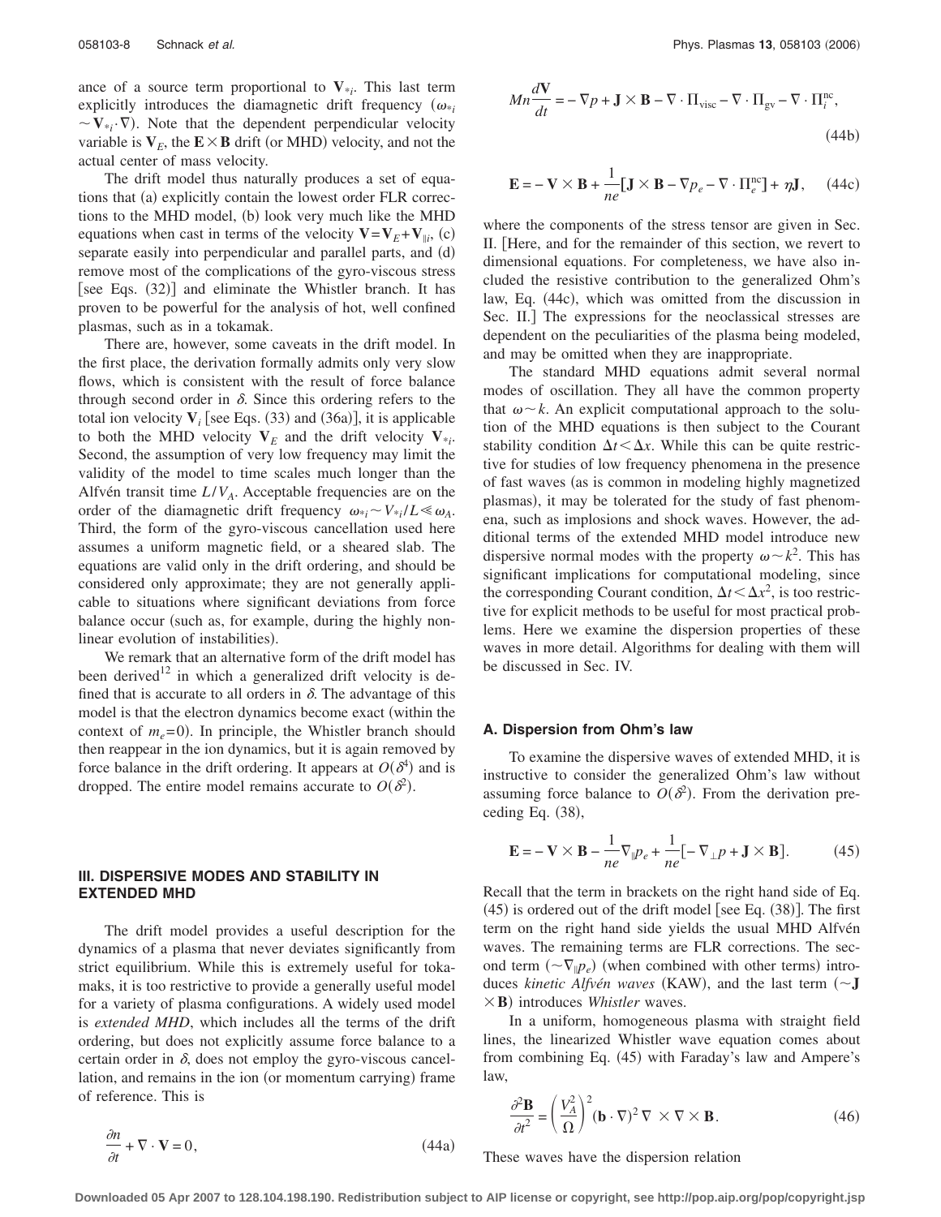ance of a source term proportional to $\mathbf{V}_{*i}$. This last term explicitly introduces the diamagnetic drift frequency ($\omega_{*i} \sim \mathbf{V}_{*i} \cdot \nabla$). Note that the dependent perpendicular velocity variable is $\mathbf{V}_E$, the $\mathbf{E}\times\mathbf{B}$ drift (or MHD) velocity, and not the actual center of mass velocity.

The drift model thus naturally produces a set of equations that (a) explicitly contain the lowest order FLR corrections to the MHD model, (b) look very much like the MHD equations when cast in terms of the velocity $\mathbf{V}=\mathbf{V}_E+\mathbf{V}_{\|i}$, (c) separate easily into perpendicular and parallel parts, and (d) remove most of the complications of the gyro-viscous stress [see Eqs. (32)] and eliminate the Whistler branch. It has proven to be powerful for the analysis of hot, well confined plasmas, such as in a tokamak.

There are, however, some caveats in the drift model. In the first place, the derivation formally admits only very slow flows, which is consistent with the result of force balance through second order in $\delta$. Since this ordering refers to the total ion velocity $\mathbf{V}_i$ [see Eqs. (33) and (36a)], it is applicable to both the MHD velocity $\mathbf{V}_E$ and the drift velocity $\mathbf{V}_{*i}$. Second, the assumption of very low frequency may limit the validity of the model to time scales much longer than the Alfvén transit time $L/V_A$. Acceptable frequencies are on the order of the diamagnetic drift frequency $\omega_{*i} \sim V_{*i}/L \ll \omega_A$. Third, the form of the gyro-viscous cancellation used here assumes a uniform magnetic field, or a sheared slab. The equations are valid only in the drift ordering, and should be considered only approximate; they are not generally applicable to situations where significant deviations from force balance occur (such as, for example, during the highly nonlinear evolution of instabilities).

We remark that an alternative form of the drift model has been derived[12] in which a generalized drift velocity is defined that is accurate to all orders in $\delta$. The advantage of this model is that the electron dynamics become exact (within the context of $m_e=0$). In principle, the Whistler branch should then reappear in the ion dynamics, but it is again removed by force balance in the drift ordering. It appears at $O(\delta^4)$ and is dropped. The entire model remains accurate to $O(\delta^2)$.

## III. DISPERSIVE MODES AND STABILITY IN EXTENDED MHD

The drift model provides a useful description for the dynamics of a plasma that never deviates significantly from strict equilibrium. While this is extremely useful for tokamaks, it is too restrictive to provide a generally useful model for a variety of plasma configurations. A widely used model is *extended MHD*, which includes all the terms of the drift ordering, but does not explicitly assume force balance to a certain order in $\delta$, does not employ the gyro-viscous cancellation, and remains in the ion (or momentum carrying) frame of reference. This is

$$\frac{\partial n}{\partial t} + \nabla \cdot \mathbf{V} = 0, \tag{44a}$$

$$Mn\frac{d\mathbf{V}}{dt} = -\nabla p + \mathbf{J}\times\mathbf{B} - \nabla\cdot\Pi_{\text{visc}} - \nabla\cdot\Pi_{\text{gv}} - \nabla\cdot\Pi_i^{\text{nc}}, \tag{44b}$$

$$\mathbf{E} = -\mathbf{V}\times\mathbf{B} + \frac{1}{ne}[\mathbf{J}\times\mathbf{B} - \nabla p_e - \nabla\cdot\Pi_e^{\text{nc}}] + \eta\mathbf{J}, \tag{44c}$$

where the components of the stress tensor are given in Sec. II. [Here, and for the remainder of this section, we revert to dimensional equations. For completeness, we have also included the resistive contribution to the generalized Ohm's law, Eq. (44c), which was omitted from the discussion in Sec. II.] The expressions for the neoclassical stresses are dependent on the peculiarities of the plasma being modeled, and may be omitted when they are inappropriate.

The standard MHD equations admit several normal modes of oscillation. They all have the common property that $\omega \sim k$. An explicit computational approach to the solution of the MHD equations is then subject to the Courant stability condition $\Delta t < \Delta x$. While this can be quite restrictive for studies of low frequency phenomena in the presence of fast waves (as is common in modeling highly magnetized plasmas), it may be tolerated for the study of fast phenomena, such as implosions and shock waves. However, the additional terms of the extended MHD model introduce new dispersive normal modes with the property $\omega \sim k^2$. This has significant implications for computational modeling, since the corresponding Courant condition, $\Delta t < \Delta x^2$, is too restrictive for explicit methods to be useful for most practical problems. Here we examine the dispersion properties of these waves in more detail. Algorithms for dealing with them will be discussed in Sec. IV.

### A. Dispersion from Ohm's law

To examine the dispersive waves of extended MHD, it is instructive to consider the generalized Ohm's law without assuming force balance to $O(\delta^2)$. From the derivation preceding Eq. (38),

$$\mathbf{E} = -\mathbf{V}\times\mathbf{B} - \frac{1}{ne}\nabla_{\|}p_e + \frac{1}{ne}[-\nabla_{\perp}p + \mathbf{J}\times\mathbf{B}]. \tag{45}$$

Recall that the term in brackets on the right hand side of Eq. (45) is ordered out of the drift model [see Eq. (38)]. The first term on the right hand side yields the usual MHD Alfvén waves. The remaining terms are FLR corrections. The second term ($\sim\nabla_{\|}p_e$) (when combined with other terms) introduces *kinetic Alfvén waves* (KAW), and the last term ($\sim\mathbf{J}\times\mathbf{B}$) introduces *Whistler* waves.

In a uniform, homogeneous plasma with straight field lines, the linearized Whistler wave equation comes about from combining Eq. (45) with Faraday's law and Ampere's law,

$$\frac{\partial^2\mathbf{B}}{\partial t^2} = \left(\frac{V_A^2}{\Omega}\right)^2(\mathbf{b}\cdot\nabla)^2\,\nabla\times\nabla\times\mathbf{B}. \tag{46}$$

These waves have the dispersion relation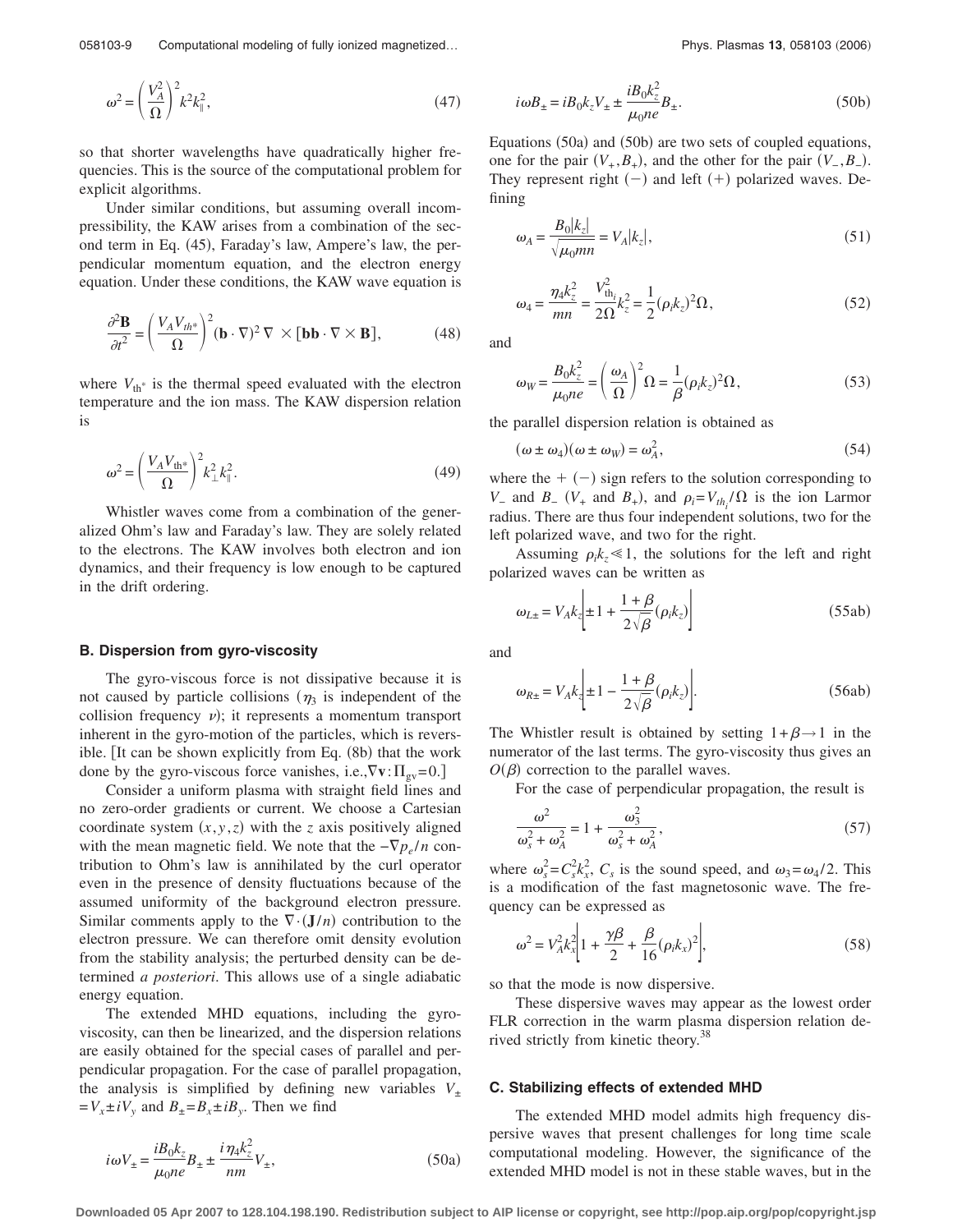$$\omega^2 = \left(\frac{V_A^2}{\Omega}\right)^2 k^2 k_\parallel^2, \tag{47}$$

so that shorter wavelengths have quadratically higher frequencies. This is the source of the computational problem for explicit algorithms.

Under similar conditions, but assuming overall incompressibility, the KAW arises from a combination of the second term in Eq. (45), Faraday's law, Ampere's law, the perpendicular momentum equation, and the electron energy equation. Under these conditions, the KAW wave equation is

$$\frac{\partial^2 \mathbf{B}}{\partial t^2} = \left(\frac{V_A V_{th^*}}{\Omega}\right)^2 (\mathbf{b}\cdot\nabla)^2 \nabla \times [\mathbf{bb}\cdot\nabla\times\mathbf{B}], \tag{48}$$

where $V_{th^*}$ is the thermal speed evaluated with the electron temperature and the ion mass. The KAW dispersion relation is

$$\omega^2 = \left(\frac{V_A V_{th^*}}{\Omega}\right)^2 k_\perp^2 k_\parallel^2. \tag{49}$$

Whistler waves come from a combination of the generalized Ohm's law and Faraday's law. They are solely related to the electrons. The KAW involves both electron and ion dynamics, and their frequency is low enough to be captured in the drift ordering.

### B. Dispersion from gyro-viscosity

The gyro-viscous force is not dissipative because it is not caused by particle collisions ($\eta_3$ is independent of the collision frequency $\nu$); it represents a momentum transport inherent in the gyro-motion of the particles, which is reversible. [It can be shown explicitly from Eq. (8b) that the work done by the gyro-viscous force vanishes, i.e.,$\nabla\mathbf{v}:\Pi_{gv}=0$.]

Consider a uniform plasma with straight field lines and no zero-order gradients or current. We choose a Cartesian coordinate system $(x,y,z)$ with the $z$ axis positively aligned with the mean magnetic field. We note that the $-\nabla p_e/n$ contribution to Ohm's law is annihilated by the curl operator even in the presence of density fluctuations because of the assumed uniformity of the background electron pressure. Similar comments apply to the $\nabla\cdot(\mathbf{J}/n)$ contribution to the electron pressure. We can therefore omit density evolution from the stability analysis; the perturbed density can be determined *a posteriori*. This allows use of a single adiabatic energy equation.

The extended MHD equations, including the gyroviscosity, can then be linearized, and the dispersion relations are easily obtained for the special cases of parallel and perpendicular propagation. For the case of parallel propagation, the analysis is simplified by defining new variables $V_\pm = V_x \pm iV_y$ and $B_\pm = B_x \pm iB_y$. Then we find

$$i\omega V_\pm = \frac{iB_0 k_z}{\mu_0 n e} B_\pm \pm \frac{i\eta_4 k_z^2}{nm} V_\pm, \tag{50a}$$

$$i\omega B_\pm = iB_0 k_z V_\pm \pm \frac{iB_0 k_z^2}{\mu_0 n e} B_\pm. \tag{50b}$$

Equations (50a) and (50b) are two sets of coupled equations, one for the pair $(V_+,B_+)$, and the other for the pair $(V_-,B_-)$. They represent right $(-)$ and left $(+)$ polarized waves. Defining

$$\omega_A = \frac{B_0|k_z|}{\sqrt{\mu_0 m n}} = V_A|k_z|, \tag{51}$$

$$\omega_4 = \frac{\eta_4 k_z^2}{mn} = \frac{V_{\mathrm{th}_i}^2}{2\Omega} k_z^2 = \frac{1}{2}(\rho_i k_z)^2 \Omega, \tag{52}$$

and

$$\omega_W = \frac{B_0 k_z^2}{\mu_0 n e} = \left(\frac{\omega_A}{\Omega}\right)^2 \Omega = \frac{1}{\beta}(\rho_i k_z)^2 \Omega, \tag{53}$$

the parallel dispersion relation is obtained as

$$(\omega \pm \omega_4)(\omega \pm \omega_W) = \omega_A^2, \tag{54}$$

where the $+$ $(-)$ sign refers to the solution corresponding to $V_-$ and $B_-$ ($V_+$ and $B_+$), and $\rho_i = V_{th_i}/\Omega$ is the ion Larmor radius. There are thus four independent solutions, two for the left polarized wave, and two for the right.

Assuming $\rho_i k_z \ll 1$, the solutions for the left and right polarized waves can be written as

$$\omega_{L\pm} = V_A k_z \left[\pm 1 + \frac{1+\beta}{2\sqrt{\beta}}(\rho_i k_z)\right] \tag{55ab}$$

and

$$\omega_{R\pm} = V_A k_z \left[\pm 1 - \frac{1+\beta}{2\sqrt{\beta}}(\rho_i k_z)\right]. \tag{56ab}$$

The Whistler result is obtained by setting $1+\beta \to 1$ in the numerator of the last terms. The gyro-viscosity thus gives an $O(\beta)$ correction to the parallel waves.

For the case of perpendicular propagation, the result is

$$\frac{\omega^2}{\omega_s^2 + \omega_A^2} = 1 + \frac{\omega_3^2}{\omega_s^2 + \omega_A^2}, \tag{57}$$

where $\omega_s^2 = C_s^2 k_x^2$, $C_s$ is the sound speed, and $\omega_3 = \omega_4/2$. This is a modification of the fast magnetosonic wave. The frequency can be expressed as

$$\omega^2 = V_A^2 k_x^2 \left[1 + \frac{\gamma\beta}{2} + \frac{\beta}{16}(\rho_i k_x)^2\right], \tag{58}$$

so that the mode is now dispersive.

These dispersive waves may appear as the lowest order FLR correction in the warm plasma dispersion relation derived strictly from kinetic theory.[38]

### C. Stabilizing effects of extended MHD

The extended MHD model admits high frequency dispersive waves that present challenges for long time scale computational modeling. However, the significance of the extended MHD model is not in these stable waves, but in the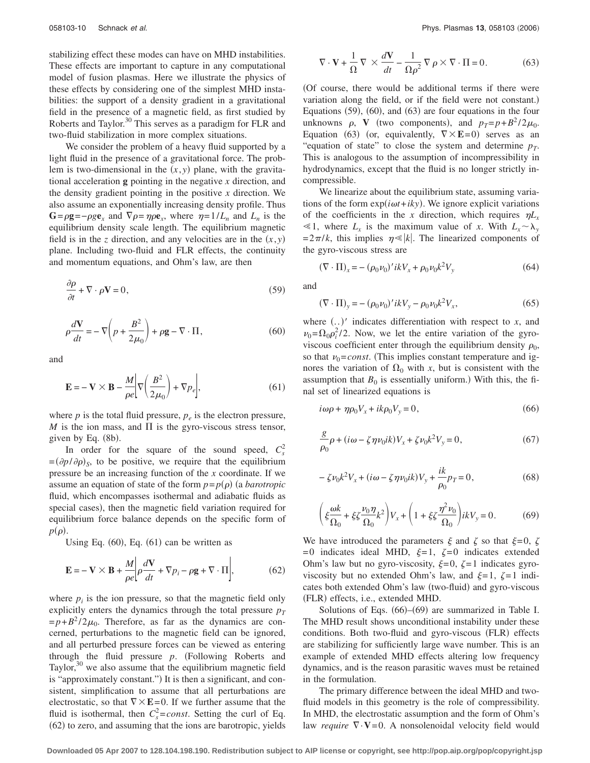stabilizing effect these modes can have on MHD instabilities. These effects are important to capture in any computational model of fusion plasmas. Here we illustrate the physics of these effects by considering one of the simplest MHD instabilities: the support of a density gradient in a gravitational field in the presence of a magnetic field, as first studied by Roberts and Taylor.[30] This serves as a paradigm for FLR and two-fluid stabilization in more complex situations.

We consider the problem of a heavy fluid supported by a light fluid in the presence of a gravitational force. The problem is two-dimensional in the $(x,y)$ plane, with the gravitational acceleration $\mathbf{g}$ pointing in the negative $x$ direction, and the density gradient pointing in the positive $x$ direction. We also assume an exponentially increasing density profile. Thus $\mathbf{G}=\rho\mathbf{g}=-\rho g\mathbf{e}_x$ and $\nabla\rho=\eta\rho\mathbf{e}_x$, where $\eta=1/L_n$ and $L_n$ is the equilibrium density scale length. The equilibrium magnetic field is in the $z$ direction, and any velocities are in the $(x,y)$ plane. Including two-fluid and FLR effects, the continuity and momentum equations, and Ohm's law, are then

$$\frac{\partial\rho}{\partial t}+\nabla\cdot\rho\mathbf{V}=0, \tag{59}$$

$$\rho\frac{d\mathbf{V}}{dt}=-\nabla\left(p+\frac{B^2}{2\mu_0}\right)+\rho\mathbf{g}-\nabla\cdot\Pi, \tag{60}$$

and

$$\mathbf{E}=-\mathbf{V}\times\mathbf{B}-\frac{M}{\rho e}\left[\nabla\left(\frac{B^2}{2\mu_0}\right)+\nabla p_e\right], \tag{61}$$

where $p$ is the total fluid pressure, $p_e$ is the electron pressure, $M$ is the ion mass, and $\Pi$ is the gyro-viscous stress tensor, given by Eq. (8b).

In order for the square of the sound speed, $C_s^2=(\partial p/\partial\rho)_S$, to be positive, we require that the equilibrium pressure be an increasing function of the $x$ coordinate. If we assume an equation of state of the form $p=p(\rho)$ (a *barotropic* fluid, which encompasses isothermal and adiabatic fluids as special cases), then the magnetic field variation required for equilibrium force balance depends on the specific form of $p(\rho)$.

Using Eq. (60), Eq. (61) can be written as

$$\mathbf{E}=-\mathbf{V}\times\mathbf{B}+\frac{M}{\rho e}\left[\rho\frac{d\mathbf{V}}{dt}+\nabla p_i-\rho\mathbf{g}+\nabla\cdot\Pi\right], \tag{62}$$

where $p_i$ is the ion pressure, so that the magnetic field only explicitly enters the dynamics through the total pressure $p_T=p+B^2/2\mu_0$. Therefore, as far as the dynamics are concerned, perturbations to the magnetic field can be ignored, and all perturbed pressure forces can be viewed as entering through the fluid pressure $p$. (Following Roberts and Taylor,[30] we also assume that the equilibrium magnetic field is "approximately constant.") It is then a significant, and consistent, simplification to assume that all perturbations are electrostatic, so that $\nabla\times\mathbf{E}=0$. If we further assume that the fluid is isothermal, then $C_s^2=const$. Setting the curl of Eq. (62) to zero, and assuming that the ions are barotropic, yields

$$\nabla\cdot\mathbf{V}+\frac{1}{\Omega}\nabla\times\frac{d\mathbf{V}}{dt}-\frac{1}{\Omega\rho^2}\nabla\rho\times\nabla\cdot\Pi=0. \tag{63}$$

(Of course, there would be additional terms if there were variation along the field, or if the field were not constant.) Equations (59), (60), and (63) are four equations in the four unknowns $\rho$, $\mathbf{V}$ (two components), and $p_T=p+B^2/2\mu_0$. Equation (63) (or, equivalently, $\nabla\times\mathbf{E}=0$) serves as an "equation of state" to close the system and determine $p_T$. This is analogous to the assumption of incompressibility in hydrodynamics, except that the fluid is no longer strictly incompressible.

We linearize about the equilibrium state, assuming variations of the form $\exp(i\omega t+iky)$. We ignore explicit variations of the coefficients in the $x$ direction, which requires $\eta L_x \ll 1$, where $L_x$ is the maximum value of $x$. With $L_x\sim\lambda_y=2\pi/k$, this implies $\eta\ll|k|$. The linearized components of the gyro-viscous stress are

$$(\nabla\cdot\Pi)_x=-(\rho_0\nu_0)'ikV_x+\rho_0\nu_0k^2V_y \tag{64}$$

and

$$(\nabla\cdot\Pi)_y=-(\rho_0\nu_0)'ikV_y-\rho_0\nu_0k^2V_x, \tag{65}$$

where $(..)'$ indicates differentiation with respect to $x$, and $\nu_0=\Omega_0\rho_i^2/2$. Now, we let the entire variation of the gyro-viscous coefficient enter through the equilibrium density $\rho_0$, so that $\nu_0=const$. (This implies constant temperature and ignores the variation of $\Omega_0$ with $x$, but is consistent with the assumption that $B_0$ is essentially uniform.) With this, the final set of linearized equations is

$$i\omega\rho+\eta\rho_0V_x+ik\rho_0V_y=0, \tag{66}$$

$$\frac{g}{\rho_0}\rho+(i\omega-\zeta\eta\nu_0ik)V_x+\zeta\nu_0k^2V_y=0, \tag{67}$$

$$-\zeta\nu_0k^2V_x+(i\omega-\zeta\eta\nu_0ik)V_y+\frac{ik}{\rho_0}p_T=0, \tag{68}$$

$$\left(\xi\frac{\omega k}{\Omega_0}+\xi\zeta\frac{\nu_0\eta}{\Omega_0}k^2\right)V_x+\left(1+\xi\zeta\frac{\eta^2\nu_0}{\Omega_0}\right)ikV_y=0. \tag{69}$$

We have introduced the parameters $\xi$ and $\zeta$ so that $\xi=0$, $\zeta=0$ indicates ideal MHD, $\xi=1$, $\zeta=0$ indicates extended Ohm's law but no gyro-viscosity, $\xi=0$, $\zeta=1$ indicates gyro-viscosity but no extended Ohm's law, and $\xi=1$, $\zeta=1$ indicates both extended Ohm's law (two-fluid) and gyro-viscous (FLR) effects, i.e., extended MHD.

Solutions of Eqs. (66)–(69) are summarized in Table I. The MHD result shows unconditional instability under these conditions. Both two-fluid and gyro-viscous (FLR) effects are stabilizing for sufficiently large wave number. This is an example of extended MHD effects altering low frequency dynamics, and is the reason parasitic waves must be retained in the formulation.

The primary difference between the ideal MHD and two-fluid models in this geometry is the role of compressibility. In MHD, the electrostatic assumption and the form of Ohm's law *require* $\nabla\cdot\mathbf{V}=0$. A nonsolenoidal velocity field would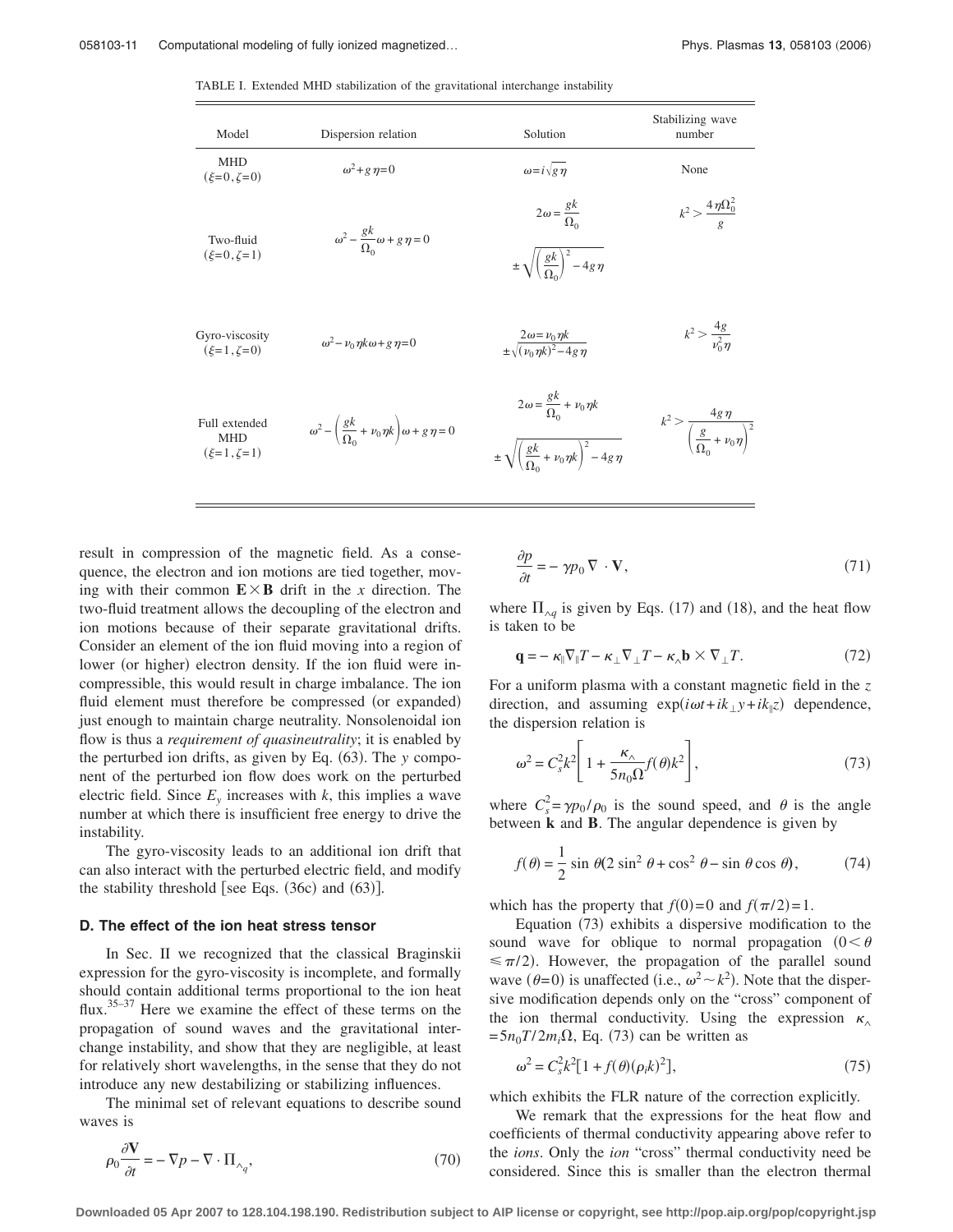TABLE I. Extended MHD stabilization of the gravitational interchange instability

| Model | Dispersion relation | Solution | Stabilizing wave number |
| --- | --- | --- | --- |
| MHD ($\xi=0,\zeta=0$) | $\omega^2+g\eta=0$ | $\omega=i\sqrt{g\eta}$ | None |
| Two-fluid ($\xi=0,\zeta=1$) | $\omega^2-\frac{gk}{\Omega_0}\omega+g\eta=0$ | $2\omega=\frac{gk}{\Omega_0}\pm\sqrt{\left(\frac{gk}{\Omega_0}\right)^2-4g\eta}$ | $k^2>\frac{4\eta\Omega_0^2}{g}$ |
| Gyro-viscosity ($\xi=1,\zeta=0$) | $\omega^2-\nu_0\eta k\omega+g\eta=0$ | $2\omega=\nu_0\eta k\pm\sqrt{(\nu_0\eta k)^2-4g\eta}$ | $k^2>\frac{4g}{\nu_0^2\eta}$ |
| Full extended MHD ($\xi=1,\zeta=1$) | $\omega^2-\left(\frac{gk}{\Omega_0}+\nu_0\eta k\right)\omega+g\eta=0$ | $2\omega=\frac{gk}{\Omega_0}+\nu_0\eta k\pm\sqrt{\left(\frac{gk}{\Omega_0}+\nu_0\eta k\right)^2-4g\eta}$ | $k^2>\frac{4g\eta}{\left(\frac{g}{\Omega_0}+\nu_0\eta\right)^2}$ |

result in compression of the magnetic field. As a consequence, the electron and ion motions are tied together, moving with their common $\mathbf{E}\times\mathbf{B}$ drift in the $x$ direction. The two-fluid treatment allows the decoupling of the electron and ion motions because of their separate gravitational drifts. Consider an element of the ion fluid moving into a region of lower (or higher) electron density. If the ion fluid were incompressible, this would result in charge imbalance. The ion fluid element must therefore be compressed (or expanded) just enough to maintain charge neutrality. Nonsolenoidal ion flow is thus a *requirement of quasineutrality*; it is enabled by the perturbed ion drifts, as given by Eq. (63). The $y$ component of the perturbed ion flow does work on the perturbed electric field. Since $E_y$ increases with $k$, this implies a wave number at which there is insufficient free energy to drive the instability.

The gyro-viscosity leads to an additional ion drift that can also interact with the perturbed electric field, and modify the stability threshold [see Eqs. (36c) and (63)].

### D. The effect of the ion heat stress tensor

In Sec. II we recognized that the classical Braginskii expression for the gyro-viscosity is incomplete, and formally should contain additional terms proportional to the ion heat flux.[35–37] Here we examine the effect of these terms on the propagation of sound waves and the gravitational interchange instability, and show that they are negligible, at least for relatively short wavelengths, in the sense that they do not introduce any new destabilizing or stabilizing influences.

The minimal set of relevant equations to describe sound waves is

$$\rho_0\frac{\partial\mathbf{V}}{\partial t}=-\nabla p-\nabla\cdot\Pi_{\wedge q},\tag{70}$$

$$\frac{\partial p}{\partial t}=-\gamma p_0\nabla\cdot\mathbf{V},\tag{71}$$

where $\Pi_{\wedge q}$ is given by Eqs. (17) and (18), and the heat flow is taken to be

$$\mathbf{q}=-\kappa_{\parallel}\nabla_{\parallel}T-\kappa_{\perp}\nabla_{\perp}T-\kappa_{\wedge}\mathbf{b}\times\nabla_{\perp}T.\tag{72}$$

For a uniform plasma with a constant magnetic field in the $z$ direction, and assuming $\exp(i\omega t+ik_{\perp}y+ik_{\parallel}z)$ dependence, the dispersion relation is

$$\omega^2=C_s^2k^2\left[1+\frac{\kappa_{\wedge}}{5n_0\Omega}f(\theta)k^2\right],\tag{73}$$

where $C_s^2=\gamma p_0/\rho_0$ is the sound speed, and $\theta$ is the angle between $\mathbf{k}$ and $\mathbf{B}$. The angular dependence is given by

$$f(\theta)=\frac{1}{2}\sin\theta(2\sin^2\theta+\cos^2\theta-\sin\theta\cos\theta),\tag{74}$$

which has the property that $f(0)=0$ and $f(\pi/2)=1$.

Equation (73) exhibits a dispersive modification to the sound wave for oblique to normal propagation $(0<\theta\leq\pi/2)$. However, the propagation of the parallel sound wave $(\theta=0)$ is unaffected (i.e., $\omega^2\sim k^2$). Note that the dispersive modification depends only on the "cross" component of the ion thermal conductivity. Using the expression $\kappa_{\wedge}=5n_0T/2m_i\Omega$, Eq. (73) can be written as

$$\omega^2=C_s^2k^2[1+f(\theta)(\rho_ik)^2],\tag{75}$$

which exhibits the FLR nature of the correction explicitly.

We remark that the expressions for the heat flow and coefficients of thermal conductivity appearing above refer to the *ions*. Only the *ion* "cross" thermal conductivity need be considered. Since this is smaller than the electron thermal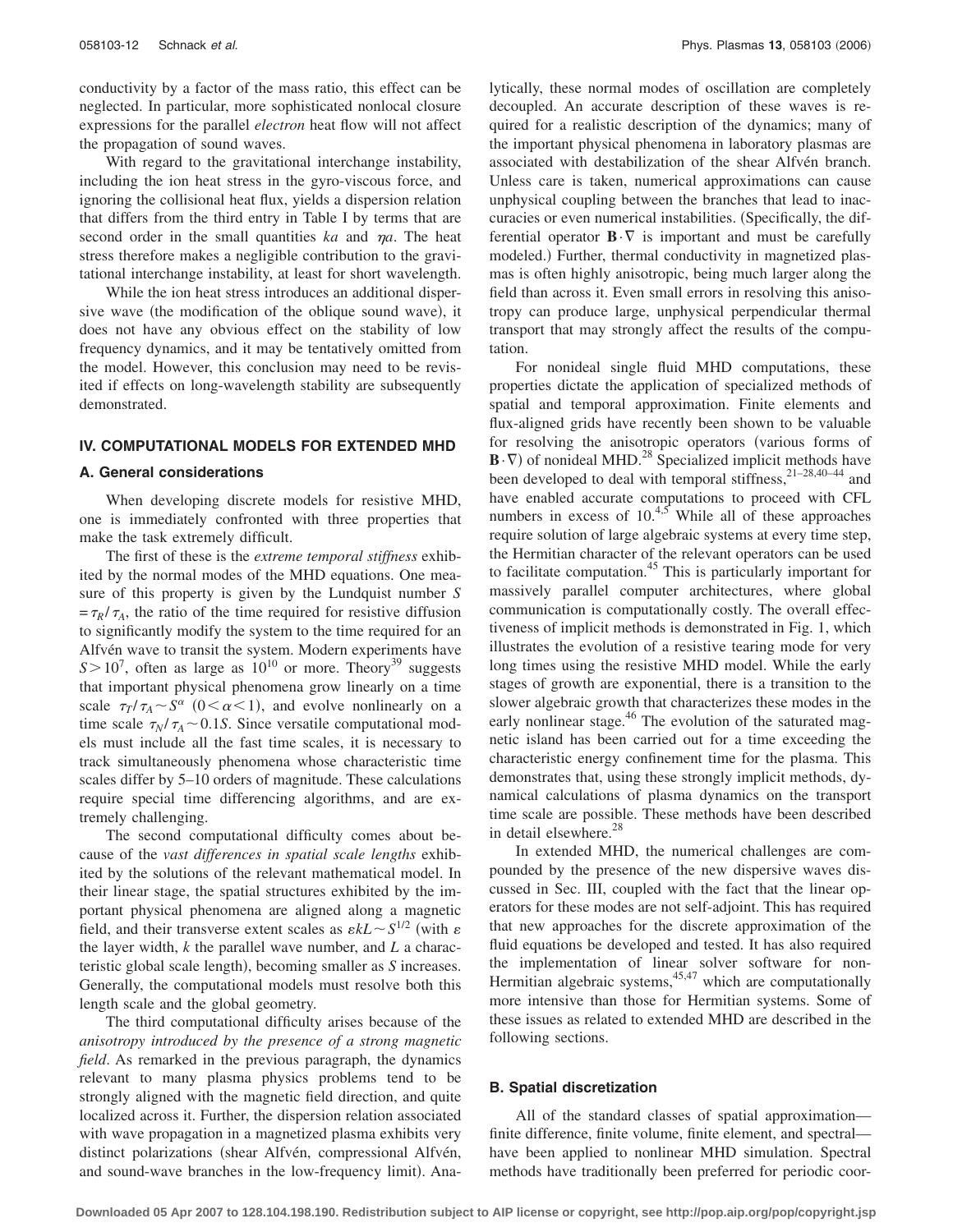conductivity by a factor of the mass ratio, this effect can be neglected. In particular, more sophisticated nonlocal closure expressions for the parallel *electron* heat flow will not affect the propagation of sound waves.

With regard to the gravitational interchange instability, including the ion heat stress in the gyro-viscous force, and ignoring the collisional heat flux, yields a dispersion relation that differs from the third entry in Table I by terms that are second order in the small quantities $ka$ and $\eta a$. The heat stress therefore makes a negligible contribution to the gravitational interchange instability, at least for short wavelength.

While the ion heat stress introduces an additional dispersive wave (the modification of the oblique sound wave), it does not have any obvious effect on the stability of low frequency dynamics, and it may be tentatively omitted from the model. However, this conclusion may need to be revisited if effects on long-wavelength stability are subsequently demonstrated.

## IV. COMPUTATIONAL MODELS FOR EXTENDED MHD

### A. General considerations

When developing discrete models for resistive MHD, one is immediately confronted with three properties that make the task extremely difficult.

The first of these is the *extreme temporal stiffness* exhibited by the normal modes of the MHD equations. One measure of this property is given by the Lundquist number $S = \tau_R/\tau_A$, the ratio of the time required for resistive diffusion to significantly modify the system to the time required for an Alfvén wave to transit the system. Modern experiments have $S > 10^7$, often as large as $10^{10}$ or more. Theory[39] suggests that important physical phenomena grow linearly on a time scale $\tau_T/\tau_A \sim S^\alpha$ $(0<\alpha<1)$, and evolve nonlinearly on a time scale $\tau_N/\tau_A \sim 0.1S$. Since versatile computational models must include all the fast time scales, it is necessary to track simultaneously phenomena whose characteristic time scales differ by 5–10 orders of magnitude. These calculations require special time differencing algorithms, and are extremely challenging.

The second computational difficulty comes about because of the *vast differences in spatial scale lengths* exhibited by the solutions of the relevant mathematical model. In their linear stage, the spatial structures exhibited by the important physical phenomena are aligned along a magnetic field, and their transverse extent scales as $\varepsilon kL \sim S^{1/2}$ (with $\varepsilon$ the layer width, $k$ the parallel wave number, and $L$ a characteristic global scale length), becoming smaller as $S$ increases. Generally, the computational models must resolve both this length scale and the global geometry.

The third computational difficulty arises because of the *anisotropy introduced by the presence of a strong magnetic field*. As remarked in the previous paragraph, the dynamics relevant to many plasma physics problems tend to be strongly aligned with the magnetic field direction, and quite localized across it. Further, the dispersion relation associated with wave propagation in a magnetized plasma exhibits very distinct polarizations (shear Alfvén, compressional Alfvén, and sound-wave branches in the low-frequency limit). Analytically, these normal modes of oscillation are completely decoupled. An accurate description of these waves is required for a realistic description of the dynamics; many of the important physical phenomena in laboratory plasmas are associated with destabilization of the shear Alfvén branch. Unless care is taken, numerical approximations can cause unphysical coupling between the branches that lead to inaccuracies or even numerical instabilities. (Specifically, the differential operator $\mathbf{B}\cdot\nabla$ is important and must be carefully modeled.) Further, thermal conductivity in magnetized plasmas is often highly anisotropic, being much larger along the field than across it. Even small errors in resolving this anisotropy can produce large, unphysical perpendicular thermal transport that may strongly affect the results of the computation.

For nonideal single fluid MHD computations, these properties dictate the application of specialized methods of spatial and temporal approximation. Finite elements and flux-aligned grids have recently been shown to be valuable for resolving the anisotropic operators (various forms of $\mathbf{B}\cdot\nabla$) of nonideal MHD.[28] Specialized implicit methods have been developed to deal with temporal stiffness,[21–28,40–44] and have enabled accurate computations to proceed with CFL numbers in excess of 10.[4,5] While all of these approaches require solution of large algebraic systems at every time step, the Hermitian character of the relevant operators can be used to facilitate computation.[45] This is particularly important for massively parallel computer architectures, where global communication is computationally costly. The overall effectiveness of implicit methods is demonstrated in Fig. 1, which illustrates the evolution of a resistive tearing mode for very long times using the resistive MHD model. While the early stages of growth are exponential, there is a transition to the slower algebraic growth that characterizes these modes in the early nonlinear stage.[46] The evolution of the saturated magnetic island has been carried out for a time exceeding the characteristic energy confinement time for the plasma. This demonstrates that, using these strongly implicit methods, dynamical calculations of plasma dynamics on the transport time scale are possible. These methods have been described in detail elsewhere.[28]

In extended MHD, the numerical challenges are compounded by the presence of the new dispersive waves discussed in Sec. III, coupled with the fact that the linear operators for these modes are not self-adjoint. This has required that new approaches for the discrete approximation of the fluid equations be developed and tested. It has also required the implementation of linear solver software for non-Hermitian algebraic systems,[45,47] which are computationally more intensive than those for Hermitian systems. Some of these issues as related to extended MHD are described in the following sections.

### B. Spatial discretization

All of the standard classes of spatial approximation—finite difference, finite volume, finite element, and spectral—have been applied to nonlinear MHD simulation. Spectral methods have traditionally been preferred for periodic coor-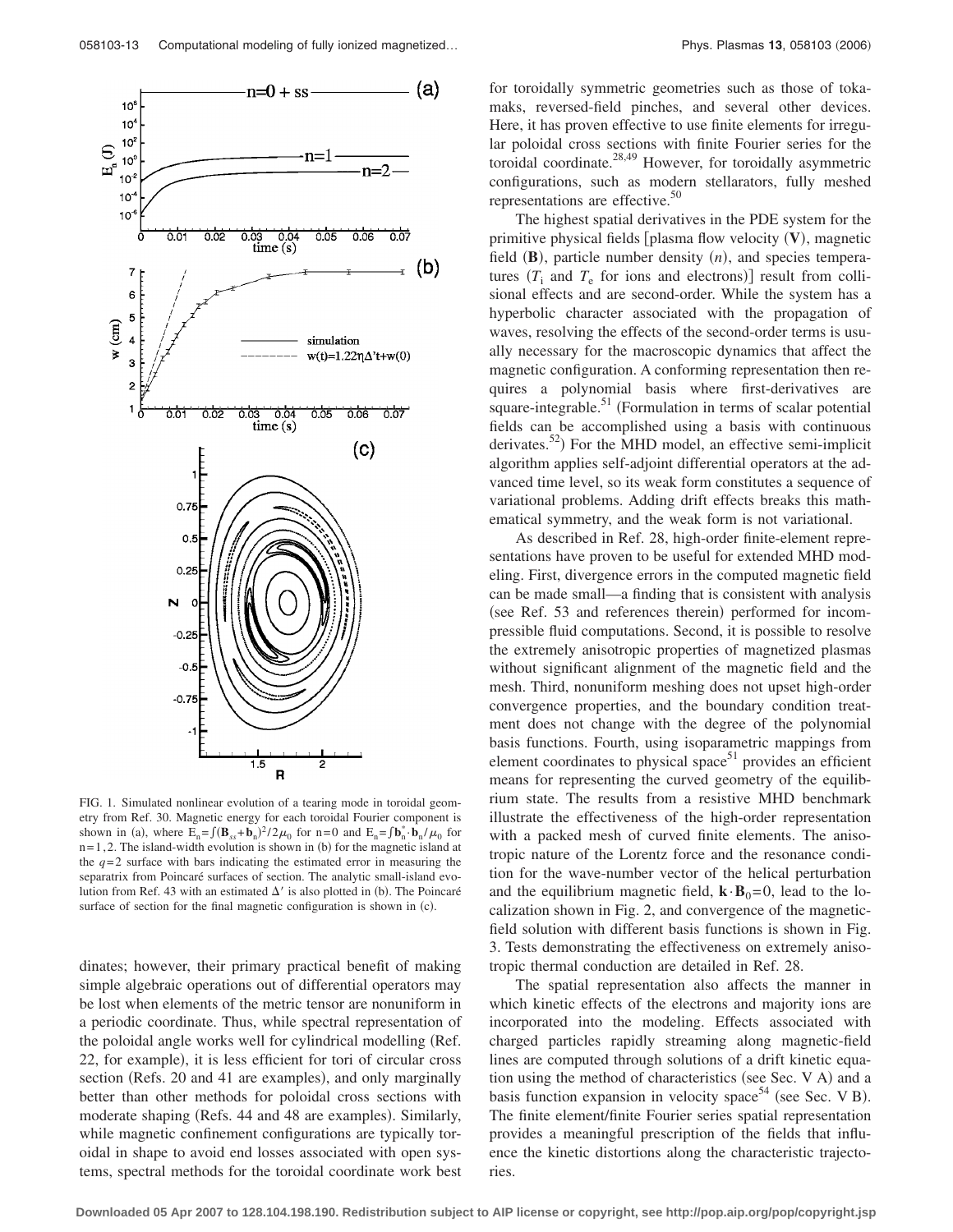FIG. 1. Simulated nonlinear evolution of a tearing mode in toroidal geometry from Ref. 30. Magnetic energy for each toroidal Fourier component is shown in (a), where $E_n = \int (\mathbf{B}_{ss} + \mathbf{b}_n)^2 / 2\mu_0$ for n=0 and $E_n = \int \mathbf{b}_n^* \cdot \mathbf{b}_n / \mu_0$ for n=1,2. The island-width evolution is shown in (b) for the magnetic island at the $q=2$ surface with bars indicating the estimated error in measuring the separatrix from Poincaré surfaces of section. The analytic small-island evolution from Ref. 43 with an estimated $\Delta'$ is also plotted in (b). The Poincaré surface of section for the final magnetic configuration is shown in (c).

dinates; however, their primary practical benefit of making simple algebraic operations out of differential operators may be lost when elements of the metric tensor are nonuniform in a periodic coordinate. Thus, while spectral representation of the poloidal angle works well for cylindrical modelling (Ref. 22, for example), it is less efficient for tori of circular cross section (Refs. 20 and 41 are examples), and only marginally better than other methods for poloidal cross sections with moderate shaping (Refs. 44 and 48 are examples). Similarly, while magnetic confinement configurations are typically toroidal in shape to avoid end losses associated with open systems, spectral methods for the toroidal coordinate work best for toroidally symmetric geometries such as those of tokamaks, reversed-field pinches, and several other devices. Here, it has proven effective to use finite elements for irregular poloidal cross sections with finite Fourier series for the toroidal coordinate.[28,49] However, for toroidally asymmetric configurations, such as modern stellarators, fully meshed representations are effective.[50]

The highest spatial derivatives in the PDE system for the primitive physical fields [plasma flow velocity ($\mathbf{V}$), magnetic field ($\mathbf{B}$), particle number density ($n$), and species temperatures ($T_i$ and $T_e$ for ions and electrons)] result from collisional effects and are second-order. While the system has a hyperbolic character associated with the propagation of waves, resolving the effects of the second-order terms is usually necessary for the macroscopic dynamics that affect the magnetic configuration. A conforming representation then requires a polynomial basis where first-derivatives are square-integrable.[51] (Formulation in terms of scalar potential fields can be accomplished using a basis with continuous derivates.[52]) For the MHD model, an effective semi-implicit algorithm applies self-adjoint differential operators at the advanced time level, so its weak form constitutes a sequence of variational problems. Adding drift effects breaks this mathematical symmetry, and the weak form is not variational.

As described in Ref. 28, high-order finite-element representations have proven to be useful for extended MHD modeling. First, divergence errors in the computed magnetic field can be made small—a finding that is consistent with analysis (see Ref. 53 and references therein) performed for incompressible fluid computations. Second, it is possible to resolve the extremely anisotropic properties of magnetized plasmas without significant alignment of the magnetic field and the mesh. Third, nonuniform meshing does not upset high-order convergence properties, and the boundary condition treatment does not change with the degree of the polynomial basis functions. Fourth, using isoparametric mappings from element coordinates to physical space[51] provides an efficient means for representing the curved geometry of the equilibrium state. The results from a resistive MHD benchmark illustrate the effectiveness of the high-order representation with a packed mesh of curved finite elements. The anisotropic nature of the Lorentz force and the resonance condition for the wave-number vector of the helical perturbation and the equilibrium magnetic field, $\mathbf{k} \cdot \mathbf{B}_0 = 0$, lead to the localization shown in Fig. 2, and convergence of the magnetic-field solution with different basis functions is shown in Fig. 3. Tests demonstrating the effectiveness on extremely anisotropic thermal conduction are detailed in Ref. 28.

The spatial representation also affects the manner in which kinetic effects of the electrons and majority ions are incorporated into the modeling. Effects associated with charged particles rapidly streaming along magnetic-field lines are computed through solutions of a drift kinetic equation using the method of characteristics (see Sec. V A) and a basis function expansion in velocity space[54] (see Sec. V B). The finite element/finite Fourier series spatial representation provides a meaningful prescription of the fields that influence the kinetic distortions along the characteristic trajectories.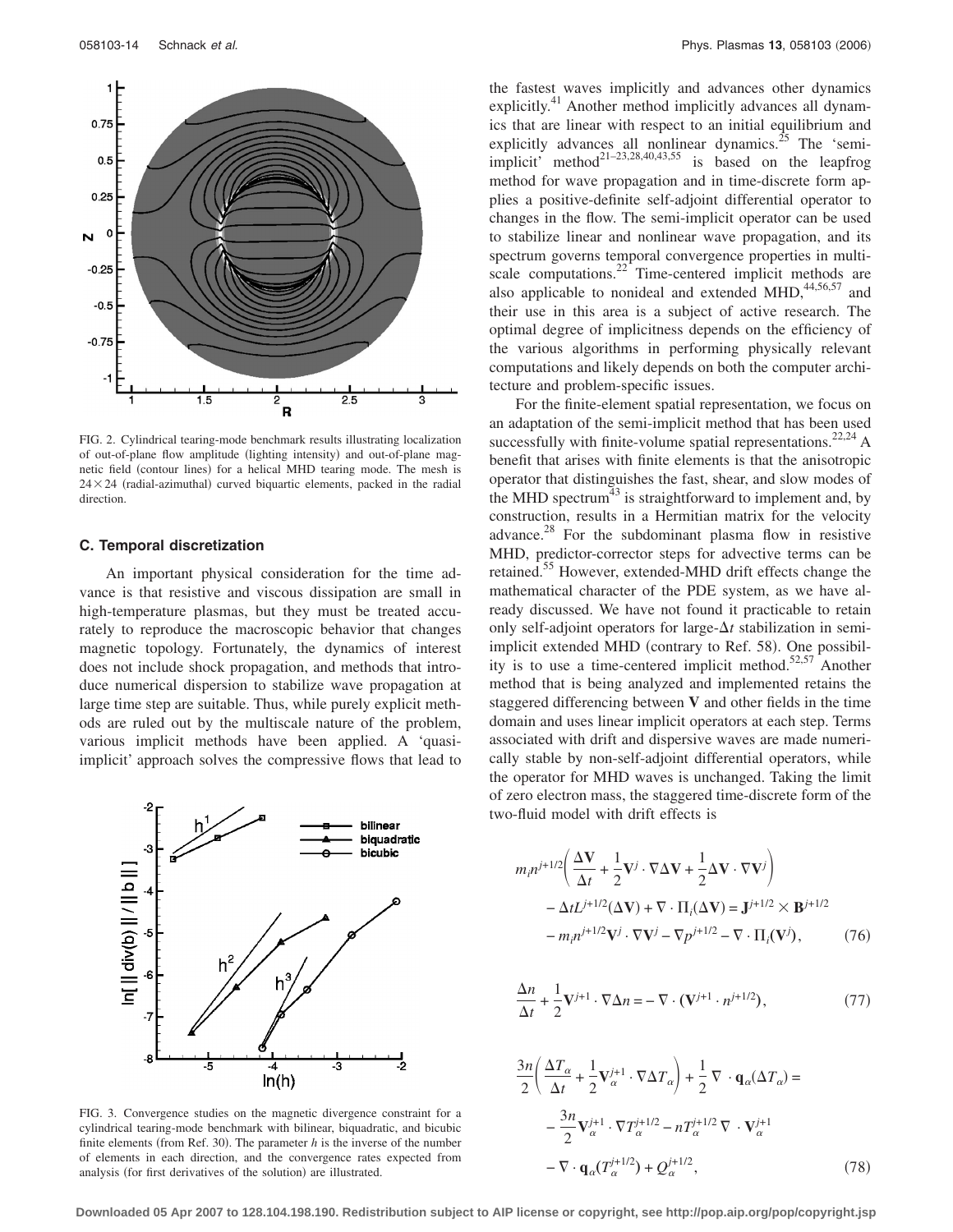FIG. 2. Cylindrical tearing-mode benchmark results illustrating localization of out-of-plane flow amplitude (lighting intensity) and out-of-plane magnetic field (contour lines) for a helical MHD tearing mode. The mesh is $24\times 24$ (radial-azimuthal) curved biquartic elements, packed in the radial direction.

### C. Temporal discretization

An important physical consideration for the time advance is that resistive and viscous dissipation are small in high-temperature plasmas, but they must be treated accurately to reproduce the macroscopic behavior that changes magnetic topology. Fortunately, the dynamics of interest does not include shock propagation, and methods that introduce numerical dispersion to stabilize wave propagation at large time step are suitable. Thus, while purely explicit methods are ruled out by the multiscale nature of the problem, various implicit methods have been applied. A 'quasi-implicit' approach solves the compressive flows that lead to the fastest waves implicitly and advances other dynamics explicitly.[41] Another method implicitly advances all dynamics that are linear with respect to an initial equilibrium and explicitly advances all nonlinear dynamics.[25] The 'semi-implicit' method[21–23,28,40,43,55] is based on the leapfrog method for wave propagation and in time-discrete form applies a positive-definite self-adjoint differential operator to changes in the flow. The semi-implicit operator can be used to stabilize linear and nonlinear wave propagation, and its spectrum governs temporal convergence properties in multiscale computations.[22] Time-centered implicit methods are also applicable to nonideal and extended MHD,[44,56,57] and their use in this area is a subject of active research. The optimal degree of implicitness depends on the efficiency of the various algorithms in performing physically relevant computations and likely depends on both the computer architecture and problem-specific issues.

For the finite-element spatial representation, we focus on an adaptation of the semi-implicit method that has been used successfully with finite-volume spatial representations.[22,24] A benefit that arises with finite elements is that the anisotropic operator that distinguishes the fast, shear, and slow modes of the MHD spectrum[43] is straightforward to implement and, by construction, results in a Hermitian matrix for the velocity advance.[28] For the subdominant plasma flow in resistive MHD, predictor-corrector steps for advective terms can be retained.[55] However, extended-MHD drift effects change the mathematical character of the PDE system, as we have already discussed. We have not found it practicable to retain only self-adjoint operators for large-$\Delta t$ stabilization in semi-implicit extended MHD (contrary to Ref. 58). One possibility is to use a time-centered implicit method.[52,57] Another method that is being analyzed and implemented retains the staggered differencing between $\mathbf{V}$ and other fields in the time domain and uses linear implicit operators at each step. Terms associated with drift and dispersive waves are made numerically stable by non-self-adjoint differential operators, while the operator for MHD waves is unchanged. Taking the limit of zero electron mass, the staggered time-discrete form of the two-fluid model with drift effects is

$$
\begin{aligned}
m_i n^{j+1/2}\left(\frac{\Delta \mathbf{V}}{\Delta t} + \frac{1}{2}\mathbf{V}^j \cdot \nabla \Delta \mathbf{V} + \frac{1}{2}\Delta \mathbf{V} \cdot \nabla \mathbf{V}^j\right) \\
- \Delta t L^{j+1/2}(\Delta \mathbf{V}) + \nabla \cdot \Pi_i(\Delta \mathbf{V}) = \mathbf{J}^{j+1/2} \times \mathbf{B}^{j+1/2} \\
- m_i n^{j+1/2}\mathbf{V}^j \cdot \nabla \mathbf{V}^j - \nabla p^{j+1/2} - \nabla \cdot \Pi_i(\mathbf{V}^j),
\end{aligned}
\tag{76}
$$

$$
\frac{\Delta n}{\Delta t} + \frac{1}{2}\mathbf{V}^{j+1} \cdot \nabla \Delta n = -\nabla \cdot (\mathbf{V}^{j+1} \cdot n^{j+1/2}),
\tag{77}
$$

$$
\begin{aligned}
\frac{3n}{2}\left(\frac{\Delta T_\alpha}{\Delta t} + \frac{1}{2}\mathbf{V}_\alpha^{j+1} \cdot \nabla \Delta T_\alpha\right) + \frac{1}{2}\nabla \cdot \mathbf{q}_\alpha(\Delta T_\alpha) = \\
-\frac{3n}{2}\mathbf{V}_\alpha^{j+1} \cdot \nabla T_\alpha^{j+1/2} - n T_\alpha^{j+1/2} \nabla \cdot \mathbf{V}_\alpha^{j+1} \\
- \nabla \cdot \mathbf{q}_\alpha(T_\alpha^{j+1/2}) + Q_\alpha^{j+1/2},
\end{aligned}
\tag{78}
$$

FIG. 3. Convergence studies on the magnetic divergence constraint for a cylindrical tearing-mode benchmark with bilinear, biquadratic, and bicubic finite elements (from Ref. 30). The parameter $h$ is the inverse of the number of elements in each direction, and the convergence rates expected from analysis (for first derivatives of the solution) are illustrated.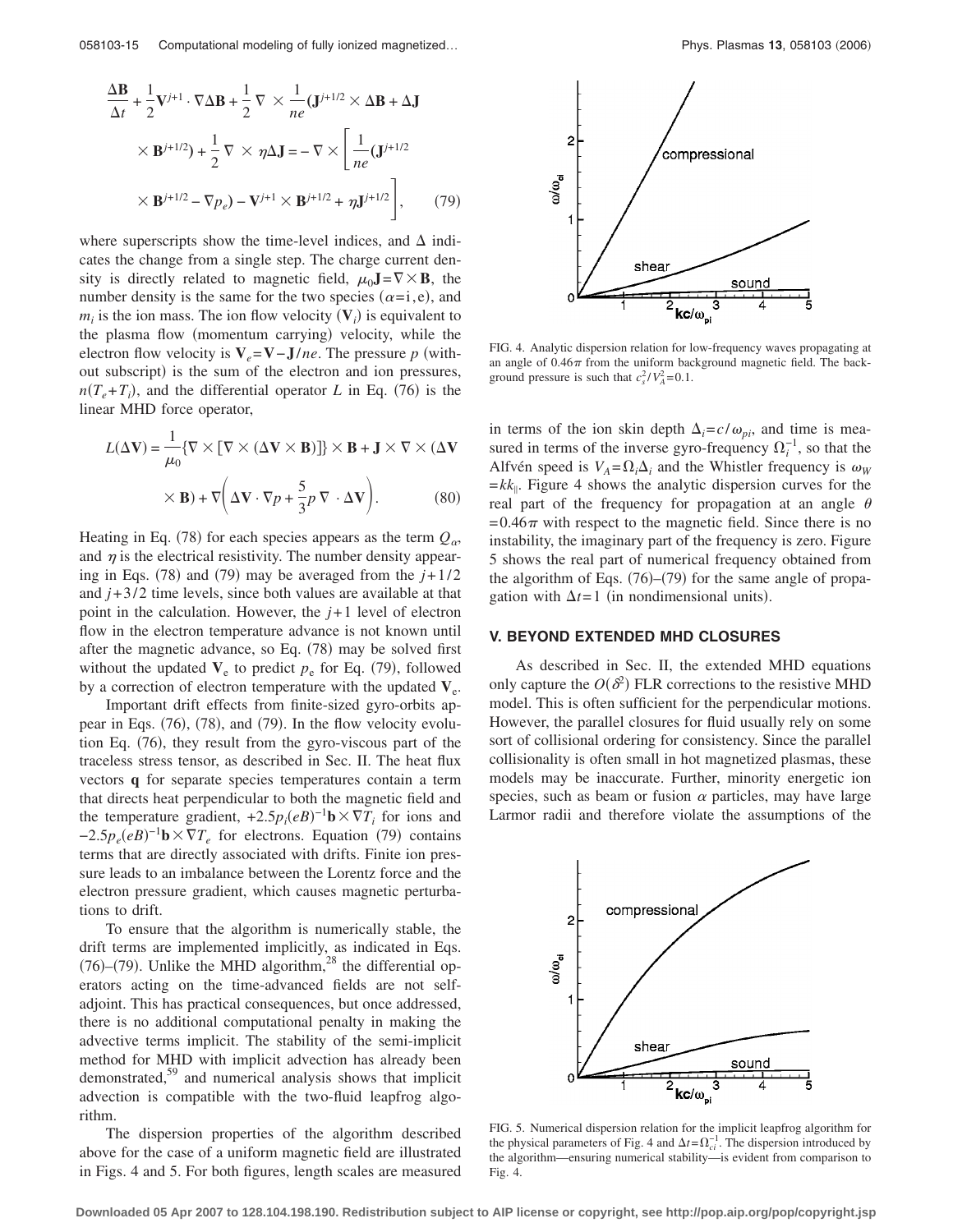$$\frac{\Delta \mathbf{B}}{\Delta t} + \frac{1}{2}\mathbf{V}^{j+1} \cdot \nabla \Delta \mathbf{B} + \frac{1}{2}\nabla \times \frac{1}{ne}(\mathbf{J}^{j+1/2} \times \Delta \mathbf{B} + \Delta \mathbf{J} \times \mathbf{B}^{j+1/2}) + \frac{1}{2}\nabla \times \eta \Delta \mathbf{J} = -\nabla \times \left[\frac{1}{ne}(\mathbf{J}^{j+1/2} \times \mathbf{B}^{j+1/2} - \nabla p_e) - \mathbf{V}^{j+1} \times \mathbf{B}^{j+1/2} + \eta \mathbf{J}^{j+1/2}\right], \quad (79)$$

where superscripts show the time-level indices, and $\Delta$ indicates the change from a single step. The charge current density is directly related to magnetic field, $\mu_0 \mathbf{J} = \nabla \times \mathbf{B}$, the number density is the same for the two species $(\alpha = \mathrm{i}, \mathrm{e})$, and $m_i$ is the ion mass. The ion flow velocity $(\mathbf{V}_i)$ is equivalent to the plasma flow (momentum carrying) velocity, while the electron flow velocity is $\mathbf{V}_e = \mathbf{V} - \mathbf{J}/ne$. The pressure $p$ (without subscript) is the sum of the electron and ion pressures, $n(T_e + T_i)$, and the differential operator $L$ in Eq. (76) is the linear MHD force operator,

$$L(\Delta \mathbf{V}) = \frac{1}{\mu_0}\{\nabla \times [\nabla \times (\Delta \mathbf{V} \times \mathbf{B})]\} \times \mathbf{B} + \mathbf{J} \times \nabla \times (\Delta \mathbf{V} \times \mathbf{B}) + \nabla\left(\Delta \mathbf{V} \cdot \nabla p + \frac{5}{3} p \nabla \cdot \Delta \mathbf{V}\right). \quad (80)$$

Heating in Eq. (78) for each species appears as the term $Q_\alpha$, and $\eta$ is the electrical resistivity. The number density appearing in Eqs. (78) and (79) may be averaged from the $j+1/2$ and $j+3/2$ time levels, since both values are available at that point in the calculation. However, the $j+1$ level of electron flow in the electron temperature advance is not known until after the magnetic advance, so Eq. (78) may be solved first without the updated $\mathbf{V}_e$ to predict $p_e$ for Eq. (79), followed by a correction of electron temperature with the updated $\mathbf{V}_e$.

Important drift effects from finite-sized gyro-orbits appear in Eqs. (76), (78), and (79). In the flow velocity evolution Eq. (76), they result from the gyro-viscous part of the traceless stress tensor, as described in Sec. II. The heat flux vectors $\mathbf{q}$ for separate species temperatures contain a term that directs heat perpendicular to both the magnetic field and the temperature gradient, $+2.5 p_i (eB)^{-1} \mathbf{b} \times \nabla T_i$ for ions and $-2.5 p_e (eB)^{-1} \mathbf{b} \times \nabla T_e$ for electrons. Equation (79) contains terms that are directly associated with drifts. Finite ion pressure leads to an imbalance between the Lorentz force and the electron pressure gradient, which causes magnetic perturbations to drift.

To ensure that the algorithm is numerically stable, the drift terms are implemented implicitly, as indicated in Eqs. (76)–(79). Unlike the MHD algorithm,[28] the differential operators acting on the time-advanced fields are not self-adjoint. This has practical consequences, but once addressed, there is no additional computational penalty in making the advective terms implicit. The stability of the semi-implicit method for MHD with implicit advection has already been demonstrated,[59] and numerical analysis shows that implicit advection is compatible with the two-fluid leapfrog algorithm.

The dispersion properties of the algorithm described above for the case of a uniform magnetic field are illustrated in Figs. 4 and 5. For both figures, length scales are measured in terms of the ion skin depth $\Delta_i = c/\omega_{pi}$, and time is measured in terms of the inverse gyro-frequency $\Omega_i^{-1}$, so that the Alfvén speed is $V_A = \Omega_i \Delta_i$ and the Whistler frequency is $\omega_W = kk_\parallel$. Figure 4 shows the analytic dispersion curves for the real part of the frequency for propagation at an angle $\theta = 0.46\pi$ with respect to the magnetic field. Since there is no instability, the imaginary part of the frequency is zero. Figure 5 shows the real part of numerical frequency obtained from the algorithm of Eqs. (76)–(79) for the same angle of propagation with $\Delta t = 1$ (in nondimensional units).

FIG. 4. Analytic dispersion relation for low-frequency waves propagating at an angle of $0.46\pi$ from the uniform background magnetic field. The background pressure is such that $c_s^2/V_A^2 = 0.1$.

FIG. 5. Numerical dispersion relation for the implicit leapfrog algorithm for the physical parameters of Fig. 4 and $\Delta t = \Omega_{ci}^{-1}$. The dispersion introduced by the algorithm—ensuring numerical stability—is evident from comparison to Fig. 4.

## V. BEYOND EXTENDED MHD CLOSURES

As described in Sec. II, the extended MHD equations only capture the $O(\delta^2)$ FLR corrections to the resistive MHD model. This is often sufficient for the perpendicular motions. However, the parallel closures for fluid usually rely on some sort of collisional ordering for consistency. Since the parallel collisionality is often small in hot magnetized plasmas, these models may be inaccurate. Further, minority energetic ion species, such as beam or fusion $\alpha$ particles, may have large Larmor radii and therefore violate the assumptions of the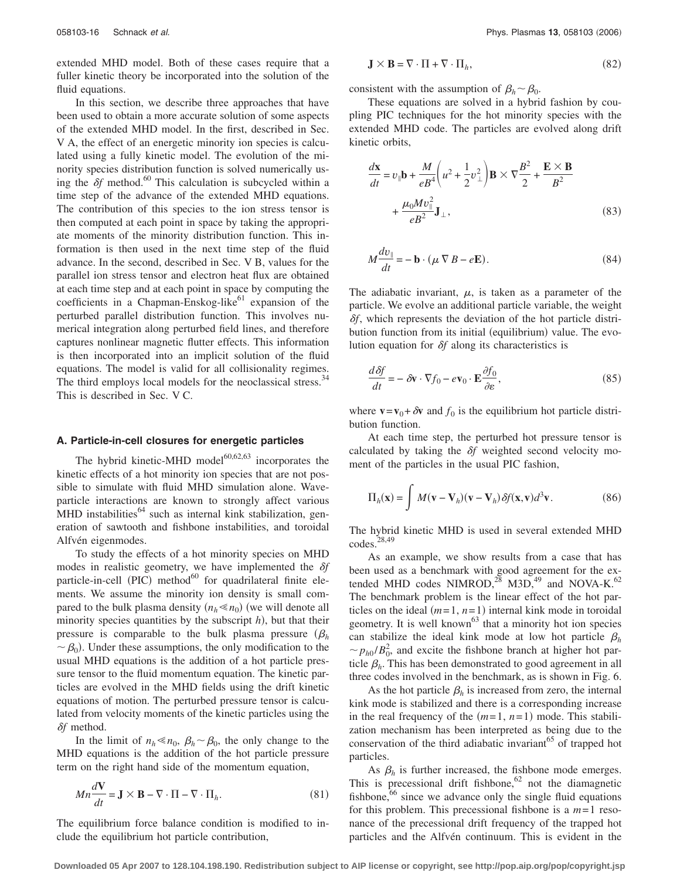extended MHD model. Both of these cases require that a fuller kinetic theory be incorporated into the solution of the fluid equations.

In this section, we describe three approaches that have been used to obtain a more accurate solution of some aspects of the extended MHD model. In the first, described in Sec. V A, the effect of an energetic minority ion species is calculated using a fully kinetic model. The evolution of the minority species distribution function is solved numerically using the $\delta f$ method.[60] This calculation is subcycled within a time step of the advance of the extended MHD equations. The contribution of this species to the ion stress tensor is then computed at each point in space by taking the appropriate moments of the minority distribution function. This information is then used in the next time step of the fluid advance. In the second, described in Sec. V B, values for the parallel ion stress tensor and electron heat flux are obtained at each time step and at each point in space by computing the coefficients in a Chapman-Enskog-like[61] expansion of the perturbed parallel distribution function. This involves numerical integration along perturbed field lines, and therefore captures nonlinear magnetic flutter effects. This information is then incorporated into an implicit solution of the fluid equations. The model is valid for all collisionality regimes. The third employs local models for the neoclassical stress.[34] This is described in Sec. V C.

### A. Particle-in-cell closures for energetic particles

The hybrid kinetic-MHD model[60,62,63] incorporates the kinetic effects of a hot minority ion species that are not possible to simulate with fluid MHD simulation alone. Wave-particle interactions are known to strongly affect various MHD instabilities[64] such as internal kink stabilization, generation of sawtooth and fishbone instabilities, and toroidal Alfvén eigenmodes.

To study the effects of a hot minority species on MHD modes in realistic geometry, we have implemented the $\delta f$ particle-in-cell (PIC) method[60] for quadrilateral finite elements. We assume the minority ion density is small compared to the bulk plasma density ($n_h \ll n_0$) (we will denote all minority species quantities by the subscript $h$), but that their pressure is comparable to the bulk plasma pressure ($\beta_h \sim \beta_0$). Under these assumptions, the only modification to the usual MHD equations is the addition of a hot particle pressure tensor to the fluid momentum equation. The kinetic particles are evolved in the MHD fields using the drift kinetic equations of motion. The perturbed pressure tensor is calculated from velocity moments of the kinetic particles using the $\delta f$ method.

In the limit of $n_h \ll n_0$, $\beta_h \sim \beta_0$, the only change to the MHD equations is the addition of the hot particle pressure term on the right hand side of the momentum equation,

$$Mn\frac{d\mathbf{V}}{dt} = \mathbf{J}\times\mathbf{B} - \nabla\cdot\Pi - \nabla\cdot\Pi_h. \tag{81}$$

The equilibrium force balance condition is modified to include the equilibrium hot particle contribution,

$$\mathbf{J}\times\mathbf{B} = \nabla\cdot\Pi + \nabla\cdot\Pi_h, \tag{82}$$

consistent with the assumption of $\beta_h \sim \beta_0$.

These equations are solved in a hybrid fashion by coupling PIC techniques for the hot minority species with the extended MHD code. The particles are evolved along drift kinetic orbits,

$$\frac{d\mathbf{x}}{dt} = v_\parallel \mathbf{b} + \frac{M}{eB^4}\left(u^2 + \frac{1}{2}v_\perp^2\right)\mathbf{B}\times\nabla\frac{B^2}{2} + \frac{\mathbf{E}\times\mathbf{B}}{B^2} + \frac{\mu_0 M v_\parallel^2}{eB^2}\mathbf{J}_\perp, \tag{83}$$

$$M\frac{dv_\parallel}{dt} = -\mathbf{b}\cdot(\mu\nabla B - e\mathbf{E}). \tag{84}$$

The adiabatic invariant, $\mu$, is taken as a parameter of the particle. We evolve an additional particle variable, the weight $\delta f$, which represents the deviation of the hot particle distribution function from its initial (equilibrium) value. The evolution equation for $\delta f$ along its characteristics is

$$\frac{d\delta f}{dt} = -\delta\mathbf{v}\cdot\nabla f_0 - e\mathbf{v}_0\cdot\mathbf{E}\frac{\partial f_0}{\partial\varepsilon}, \tag{85}$$

where $\mathbf{v} = \mathbf{v}_0 + \delta\mathbf{v}$ and $f_0$ is the equilibrium hot particle distribution function.

At each time step, the perturbed hot pressure tensor is calculated by taking the $\delta f$ weighted second velocity moment of the particles in the usual PIC fashion,

$$\Pi_h(\mathbf{x}) = \int M(\mathbf{v}-\mathbf{V}_h)(\mathbf{v}-\mathbf{V}_h)\delta f(\mathbf{x},\mathbf{v})d^3\mathbf{v}. \tag{86}$$

The hybrid kinetic MHD is used in several extended MHD codes.[28,49]

As an example, we show results from a case that has been used as a benchmark with good agreement for the extended MHD codes NIMROD,[28] M3D,[49] and NOVA-K.[62] The benchmark problem is the linear effect of the hot particles on the ideal ($m=1$, $n=1$) internal kink mode in toroidal geometry. It is well known[63] that a minority hot ion species can stabilize the ideal kink mode at low hot particle $\beta_h \sim p_{h0}/B_0^2$, and excite the fishbone branch at higher hot particle $\beta_h$. This has been demonstrated to good agreement in all three codes involved in the benchmark, as is shown in Fig. 6.

As the hot particle $\beta_h$ is increased from zero, the internal kink mode is stabilized and there is a corresponding increase in the real frequency of the ($m=1$, $n=1$) mode. This stabilization mechanism has been interpreted as being due to the conservation of the third adiabatic invariant[65] of trapped hot particles.

As $\beta_h$ is further increased, the fishbone mode emerges. This is precessional drift fishbone,[62] not the diamagnetic fishbone,[66] since we advance only the single fluid equations for this problem. This precessional fishbone is a $m=1$ resonance of the precessional drift frequency of the trapped hot particles and the Alfvén continuum. This is evident in the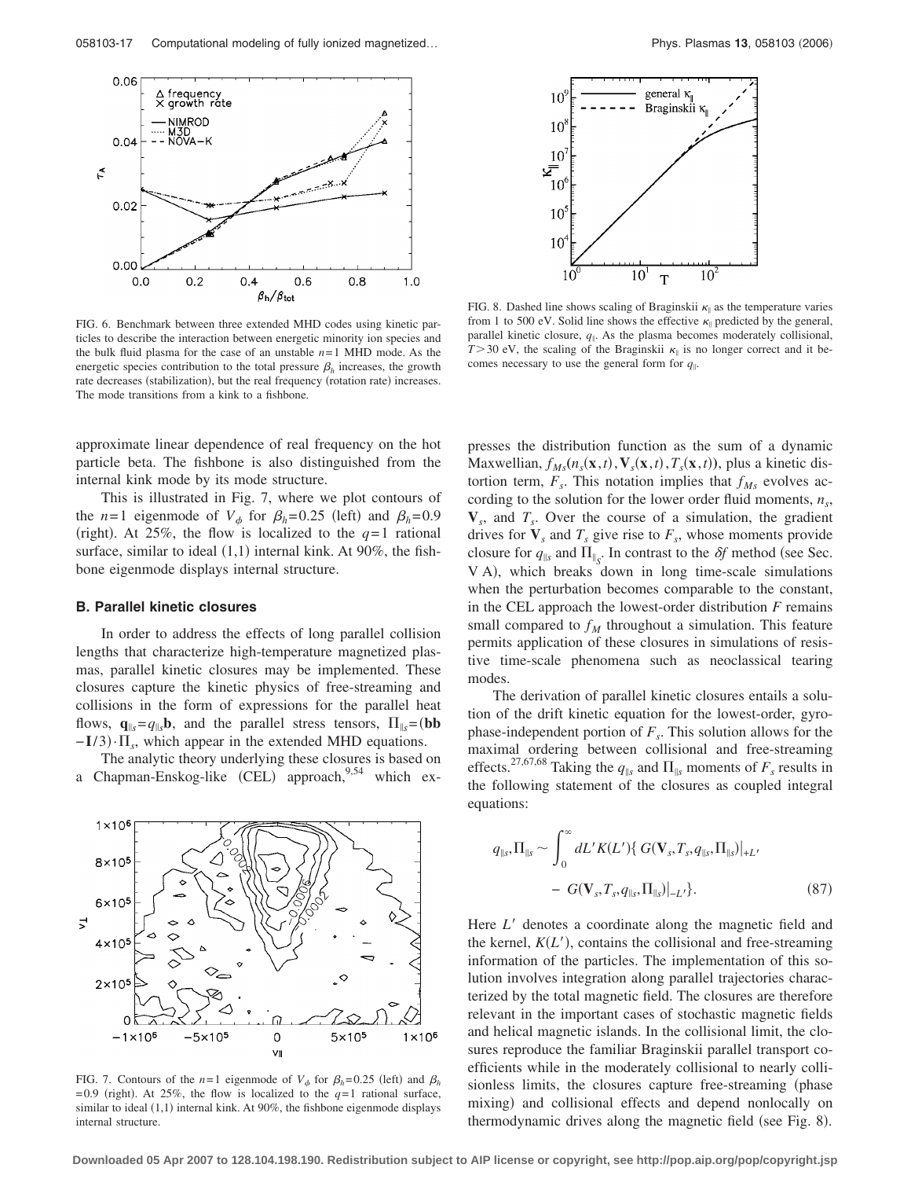FIG. 6. Benchmark between three extended MHD codes using kinetic particles to describe the interaction between energetic minority ion species and the bulk fluid plasma for the case of an unstable $n=1$ MHD mode. As the energetic species contribution to the total pressure $\beta_h$ increases, the growth rate decreases (stabilization), but the real frequency (rotation rate) increases. The mode transitions from a kink to a fishbone.

FIG. 8. Dashed line shows scaling of Braginskii $\kappa_\parallel$ as the temperature varies from 1 to 500 eV. Solid line shows the effective $\kappa_\parallel$ predicted by the general, parallel kinetic closure, $q_\parallel$. As the plasma becomes moderately collisional, $T>30$ eV, the scaling of the Braginskii $\kappa_\parallel$ is no longer correct and it becomes necessary to use the general form for $q_\parallel$.

approximate linear dependence of real frequency on the hot particle beta. The fishbone is also distinguished from the internal kink mode by its mode structure.

This is illustrated in Fig. 7, where we plot contours of the $n=1$ eigenmode of $V_\phi$ for $\beta_h=0.25$ (left) and $\beta_h=0.9$ (right). At 25%, the flow is localized to the $q=1$ rational surface, similar to ideal (1,1) internal kink. At 90%, the fishbone eigenmode displays internal structure.

### B. Parallel kinetic closures

In order to address the effects of long parallel collision lengths that characterize high-temperature magnetized plasmas, parallel kinetic closures may be implemented. These closures capture the kinetic physics of free-streaming and collisions in the form of expressions for the parallel heat flows, $\mathbf{q}_{\parallel s}=q_{\parallel s}\mathbf{b}$, and the parallel stress tensors, $\Pi_{\parallel s}=(\mathbf{bb}-\mathbf{I}/3)\cdot\Pi_s$, which appear in the extended MHD equations.

The analytic theory underlying these closures is based on a Chapman-Enskog-like (CEL) approach,[9,54] which expresses the distribution function as the sum of a dynamic Maxwellian, $f_{Ms}(n_s(\mathbf{x},t),\mathbf{V}_s(\mathbf{x},t),T_s(\mathbf{x},t))$, plus a kinetic distortion term, $F_s$. This notation implies that $f_{Ms}$ evolves according to the solution for the lower order fluid moments, $n_s$, $\mathbf{V}_s$, and $T_s$. Over the course of a simulation, the gradient drives for $\mathbf{V}_s$ and $T_s$ give rise to $F_s$, whose moments provide closure for $q_{\parallel s}$ and $\Pi_{\parallel_s}$. In contrast to the $\delta f$ method (see Sec. V A), which breaks down in long time-scale simulations when the perturbation becomes comparable to the constant, in the CEL approach the lowest-order distribution $F$ remains small compared to $f_M$ throughout a simulation. This feature permits application of these closures in simulations of resistive time-scale phenomena such as neoclassical tearing modes.

FIG. 7. Contours of the $n=1$ eigenmode of $V_\phi$ for $\beta_h=0.25$ (left) and $\beta_h=0.9$ (right). At 25%, the flow is localized to the $q=1$ rational surface, similar to ideal (1,1) internal kink. At 90%, the fishbone eigenmode displays internal structure.

The derivation of parallel kinetic closures entails a solution of the drift kinetic equation for the lowest-order, gyrophase-independent portion of $F_s$. This solution allows for the maximal ordering between collisional and free-streaming effects.[27,67,68] Taking the $q_{\parallel s}$ and $\Pi_{\parallel s}$ moments of $F_s$ results in the following statement of the closures as coupled integral equations:

$$q_{\parallel s},\Pi_{\parallel s}\sim\int_0^\infty dL'K(L')\{\,G(\mathbf{V}_s,T_s,q_{\parallel s},\Pi_{\parallel s})|_{+L'} - G(\mathbf{V}_s,T_s,q_{\parallel s},\Pi_{\parallel s})|_{-L'}\}. \tag{87}$$

Here $L'$ denotes a coordinate along the magnetic field and the kernel, $K(L')$, contains the collisional and free-streaming information of the particles. The implementation of this solution involves integration along parallel trajectories characterized by the total magnetic field. The closures are therefore relevant in the important cases of stochastic magnetic fields and helical magnetic islands. In the collisional limit, the closures reproduce the familiar Braginskii parallel transport coefficients while in the moderately collisional to nearly collisionless limits, the closures capture free-streaming (phase mixing) and collisional effects and depend nonlocally on thermodynamic drives along the magnetic field (see Fig. 8).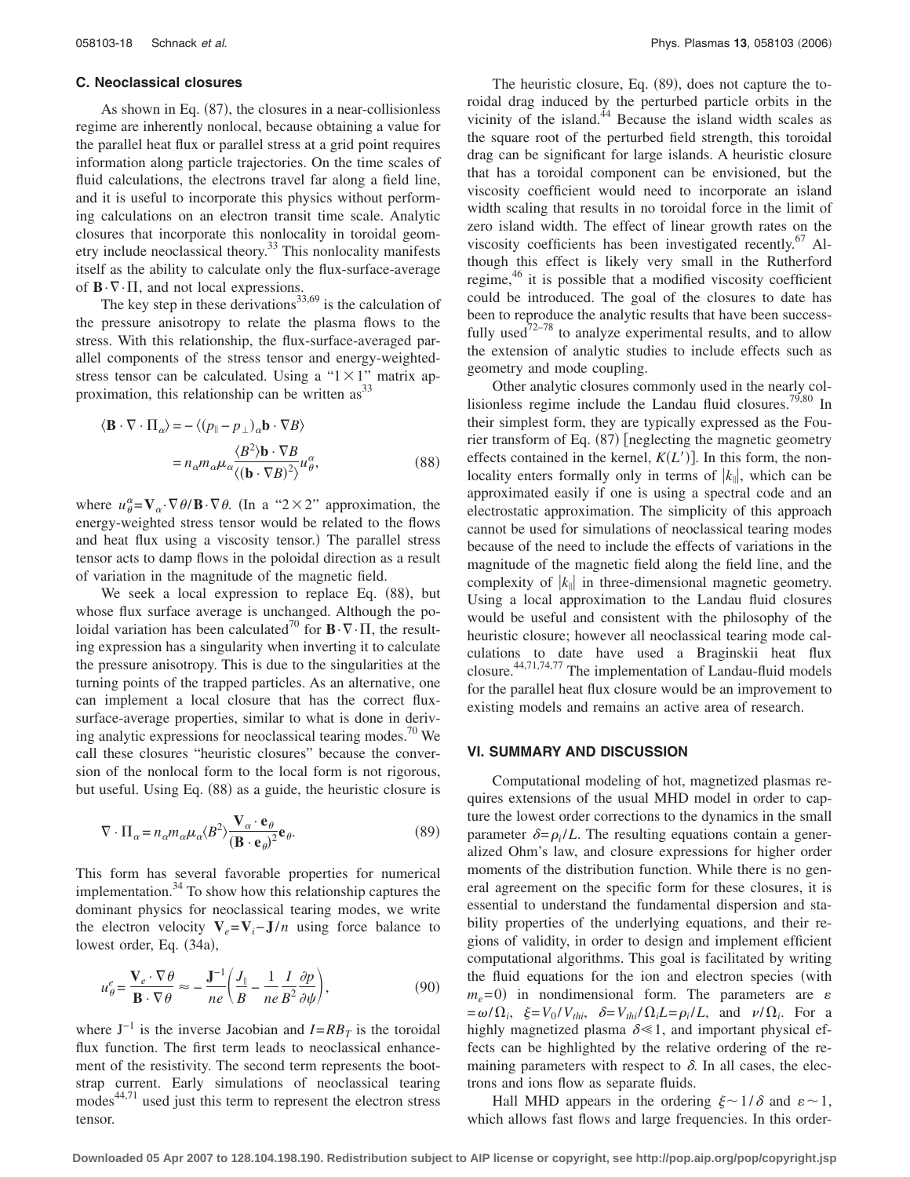### C. Neoclassical closures

As shown in Eq. (87), the closures in a near-collisionless regime are inherently nonlocal, because obtaining a value for the parallel heat flux or parallel stress at a grid point requires information along particle trajectories. On the time scales of fluid calculations, the electrons travel far along a field line, and it is useful to incorporate this physics without performing calculations on an electron transit time scale. Analytic closures that incorporate this nonlocality in toroidal geometry include neoclassical theory.[33] This nonlocality manifests itself as the ability to calculate only the flux-surface-average of $\mathbf{B}\cdot\nabla\cdot\Pi$, and not local expressions.

The key step in these derivations[33,69] is the calculation of the pressure anisotropy to relate the plasma flows to the stress. With this relationship, the flux-surface-averaged parallel components of the stress tensor and energy-weighted-stress tensor can be calculated. Using a "$1\times 1$" matrix approximation, this relationship can be written as[33]

$$
\begin{aligned}
\langle \mathbf{B}\cdot\nabla\cdot\Pi_\alpha\rangle &= -\langle (p_\parallel - p_\perp)_\alpha \mathbf{b}\cdot\nabla B\rangle \\
&= n_\alpha m_\alpha \mu_\alpha \frac{\langle B^2\rangle \mathbf{b}\cdot\nabla B}{\langle(\mathbf{b}\cdot\nabla B)^2\rangle} u_\theta^\alpha,
\end{aligned}
\tag{88}
$$

where $u_\theta^\alpha = \mathbf{V}_\alpha\cdot\nabla\theta/\mathbf{B}\cdot\nabla\theta$. (In a "$2\times 2$" approximation, the energy-weighted stress tensor would be related to the flows and heat flux using a viscosity tensor.) The parallel stress tensor acts to damp flows in the poloidal direction as a result of variation in the magnitude of the magnetic field.

We seek a local expression to replace Eq. (88), but whose flux surface average is unchanged. Although the poloidal variation has been calculated[70] for $\mathbf{B}\cdot\nabla\cdot\Pi$, the resulting expression has a singularity when inverting it to calculate the pressure anisotropy. This is due to the singularities at the turning points of the trapped particles. As an alternative, one can implement a local closure that has the correct flux-surface-average properties, similar to what is done in deriving analytic expressions for neoclassical tearing modes.[70] We call these closures "heuristic closures" because the conversion of the nonlocal form to the local form is not rigorous, but useful. Using Eq. (88) as a guide, the heuristic closure is

$$
\nabla\cdot\Pi_\alpha = n_\alpha m_\alpha \mu_\alpha \langle B^2\rangle \frac{\mathbf{V}_\alpha\cdot\mathbf{e}_\theta}{(\mathbf{B}\cdot\mathbf{e}_\theta)^2}\mathbf{e}_\theta.
\tag{89}
$$

This form has several favorable properties for numerical implementation.[34] To show how this relationship captures the dominant physics for neoclassical tearing modes, we write the electron velocity $\mathbf{V}_e = \mathbf{V}_i - \mathbf{J}/n$ using force balance to lowest order, Eq. (34a),

$$
u_\theta^e = \frac{\mathbf{V}_e\cdot\nabla\theta}{\mathbf{B}\cdot\nabla\theta} \approx -\frac{\mathbf{J}^{-1}}{ne}\left(\frac{J_\parallel}{B} - \frac{1}{ne}\frac{I}{B^2}\frac{\partial p}{\partial\psi}\right),
\tag{90}
$$

where $\mathrm{J}^{-1}$ is the inverse Jacobian and $I = RB_T$ is the toroidal flux function. The first term leads to neoclassical enhancement of the resistivity. The second term represents the bootstrap current. Early simulations of neoclassical tearing modes[44,71] used just this term to represent the electron stress tensor.

The heuristic closure, Eq. (89), does not capture the toroidal drag induced by the perturbed particle orbits in the vicinity of the island.[44] Because the island width scales as the square root of the perturbed field strength, this toroidal drag can be significant for large islands. A heuristic closure that has a toroidal component can be envisioned, but the viscosity coefficient would need to incorporate an island width scaling that results in no toroidal force in the limit of zero island width. The effect of linear growth rates on the viscosity coefficients has been investigated recently.[67] Although this effect is likely very small in the Rutherford regime,[46] it is possible that a modified viscosity coefficient could be introduced. The goal of the closures to date has been to reproduce the analytic results that have been successfully used[72–78] to analyze experimental results, and to allow the extension of analytic studies to include effects such as geometry and mode coupling.

Other analytic closures commonly used in the nearly collisionless regime include the Landau fluid closures.[79,80] In their simplest form, they are typically expressed as the Fourier transform of Eq. (87) [neglecting the magnetic geometry effects contained in the kernel, $K(L')$]. In this form, the nonlocality enters formally only in terms of $|k_\parallel|$, which can be approximated easily if one is using a spectral code and an electrostatic approximation. The simplicity of this approach cannot be used for simulations of neoclassical tearing modes because of the need to include the effects of variations in the magnitude of the magnetic field along the field line, and the complexity of $|k_\parallel|$ in three-dimensional magnetic geometry. Using a local approximation to the Landau fluid closures would be useful and consistent with the philosophy of the heuristic closure; however all neoclassical tearing mode calculations to date have used a Braginskii heat flux closure.[44,71,74,77] The implementation of Landau-fluid models for the parallel heat flux closure would be an improvement to existing models and remains an active area of research.

## VI. SUMMARY AND DISCUSSION

Computational modeling of hot, magnetized plasmas requires extensions of the usual MHD model in order to capture the lowest order corrections to the dynamics in the small parameter $\delta = \rho_i/L$. The resulting equations contain a generalized Ohm's law, and closure expressions for higher order moments of the distribution function. While there is no general agreement on the specific form for these closures, it is essential to understand the fundamental dispersion and stability properties of the underlying equations, and their regions of validity, in order to design and implement efficient computational algorithms. This goal is facilitated by writing the fluid equations for the ion and electron species (with $m_e = 0$) in nondimensional form. The parameters are $\varepsilon = \omega/\Omega_i$, $\xi = V_0/V_{thi}$, $\delta = V_{thi}/\Omega_i L = \rho_i/L$, and $\nu/\Omega_i$. For a highly magnetized plasma $\delta \ll 1$, and important physical effects can be highlighted by the relative ordering of the remaining parameters with respect to $\delta$. In all cases, the electrons and ions flow as separate fluids.

Hall MHD appears in the ordering $\xi \sim 1/\delta$ and $\varepsilon \sim 1$, which allows fast flows and large frequencies. In this order-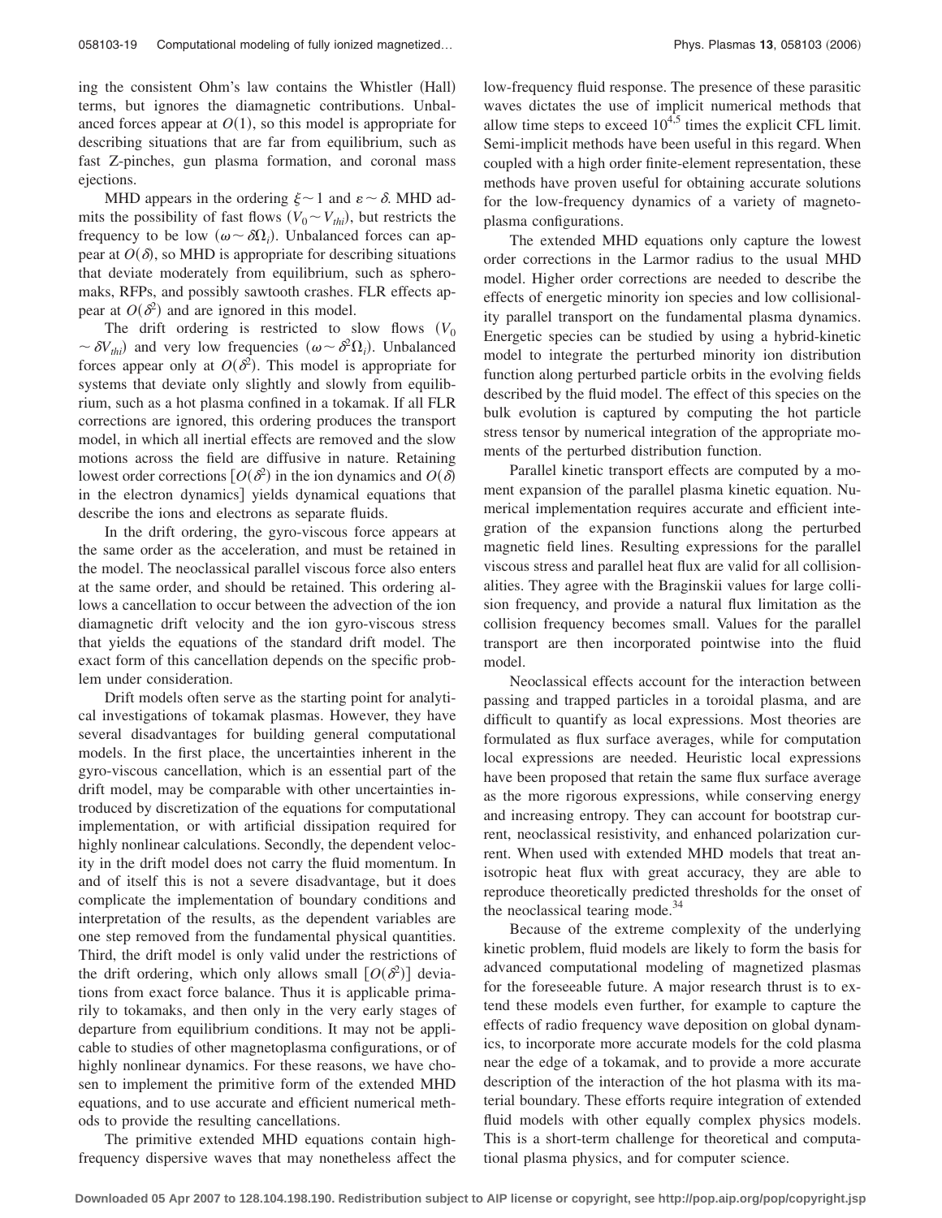ing the consistent Ohm's law contains the Whistler (Hall) terms, but ignores the diamagnetic contributions. Unbalanced forces appear at $O(1)$, so this model is appropriate for describing situations that are far from equilibrium, such as fast Z-pinches, gun plasma formation, and coronal mass ejections.

MHD appears in the ordering $\xi \sim 1$ and $\varepsilon \sim \delta$. MHD admits the possibility of fast flows $(V_0 \sim V_{thi})$, but restricts the frequency to be low $(\omega \sim \delta \Omega_i)$. Unbalanced forces can appear at $O(\delta)$, so MHD is appropriate for describing situations that deviate moderately from equilibrium, such as spheromaks, RFPs, and possibly sawtooth crashes. FLR effects appear at $O(\delta^2)$ and are ignored in this model.

The drift ordering is restricted to slow flows $(V_0 \sim \delta V_{thi})$ and very low frequencies $(\omega \sim \delta^2 \Omega_i)$. Unbalanced forces appear only at $O(\delta^2)$. This model is appropriate for systems that deviate only slightly and slowly from equilibrium, such as a hot plasma confined in a tokamak. If all FLR corrections are ignored, this ordering produces the transport model, in which all inertial effects are removed and the slow motions across the field are diffusive in nature. Retaining lowest order corrections [$O(\delta^2)$ in the ion dynamics and $O(\delta)$ in the electron dynamics] yields dynamical equations that describe the ions and electrons as separate fluids.

In the drift ordering, the gyro-viscous force appears at the same order as the acceleration, and must be retained in the model. The neoclassical parallel viscous force also enters at the same order, and should be retained. This ordering allows a cancellation to occur between the advection of the ion diamagnetic drift velocity and the ion gyro-viscous stress that yields the equations of the standard drift model. The exact form of this cancellation depends on the specific problem under consideration.

Drift models often serve as the starting point for analytical investigations of tokamak plasmas. However, they have several disadvantages for building general computational models. In the first place, the uncertainties inherent in the gyro-viscous cancellation, which is an essential part of the drift model, may be comparable with other uncertainties introduced by discretization of the equations for computational implementation, or with artificial dissipation required for highly nonlinear calculations. Secondly, the dependent velocity in the drift model does not carry the fluid momentum. In and of itself this is not a severe disadvantage, but it does complicate the implementation of boundary conditions and interpretation of the results, as the dependent variables are one step removed from the fundamental physical quantities. Third, the drift model is only valid under the restrictions of the drift ordering, which only allows small [$O(\delta^2)$] deviations from exact force balance. Thus it is applicable primarily to tokamaks, and then only in the very early stages of departure from equilibrium conditions. It may not be applicable to studies of other magnetoplasma configurations, or of highly nonlinear dynamics. For these reasons, we have chosen to implement the primitive form of the extended MHD equations, and to use accurate and efficient numerical methods to provide the resulting cancellations.

The primitive extended MHD equations contain high-frequency dispersive waves that may nonetheless affect the low-frequency fluid response. The presence of these parasitic waves dictates the use of implicit numerical methods that allow time steps to exceed $10^{4,5}$ times the explicit CFL limit. Semi-implicit methods have been useful in this regard. When coupled with a high order finite-element representation, these methods have proven useful for obtaining accurate solutions for the low-frequency dynamics of a variety of magnetoplasma configurations.

The extended MHD equations only capture the lowest order corrections in the Larmor radius to the usual MHD model. Higher order corrections are needed to describe the effects of energetic minority ion species and low collisionality parallel transport on the fundamental plasma dynamics. Energetic species can be studied by using a hybrid-kinetic model to integrate the perturbed minority ion distribution function along perturbed particle orbits in the evolving fields described by the fluid model. The effect of this species on the bulk evolution is captured by computing the hot particle stress tensor by numerical integration of the appropriate moments of the perturbed distribution function.

Parallel kinetic transport effects are computed by a moment expansion of the parallel plasma kinetic equation. Numerical implementation requires accurate and efficient integration of the expansion functions along the perturbed magnetic field lines. Resulting expressions for the parallel viscous stress and parallel heat flux are valid for all collisionalities. They agree with the Braginskii values for large collision frequency, and provide a natural flux limitation as the collision frequency becomes small. Values for the parallel transport are then incorporated pointwise into the fluid model.

Neoclassical effects account for the interaction between passing and trapped particles in a toroidal plasma, and are difficult to quantify as local expressions. Most theories are formulated as flux surface averages, while for computation local expressions are needed. Heuristic local expressions have been proposed that retain the same flux surface average as the more rigorous expressions, while conserving energy and increasing entropy. They can account for bootstrap current, neoclassical resistivity, and enhanced polarization current. When used with extended MHD models that treat anisotropic heat flux with great accuracy, they are able to reproduce theoretically predicted thresholds for the onset of the neoclassical tearing mode.[34]

Because of the extreme complexity of the underlying kinetic problem, fluid models are likely to form the basis for advanced computational modeling of magnetized plasmas for the foreseeable future. A major research thrust is to extend these models even further, for example to capture the effects of radio frequency wave deposition on global dynamics, to incorporate more accurate models for the cold plasma near the edge of a tokamak, and to provide a more accurate description of the interaction of the hot plasma with its material boundary. These efforts require integration of extended fluid models with other equally complex physics models. This is a short-term challenge for theoretical and computational plasma physics, and for computer science.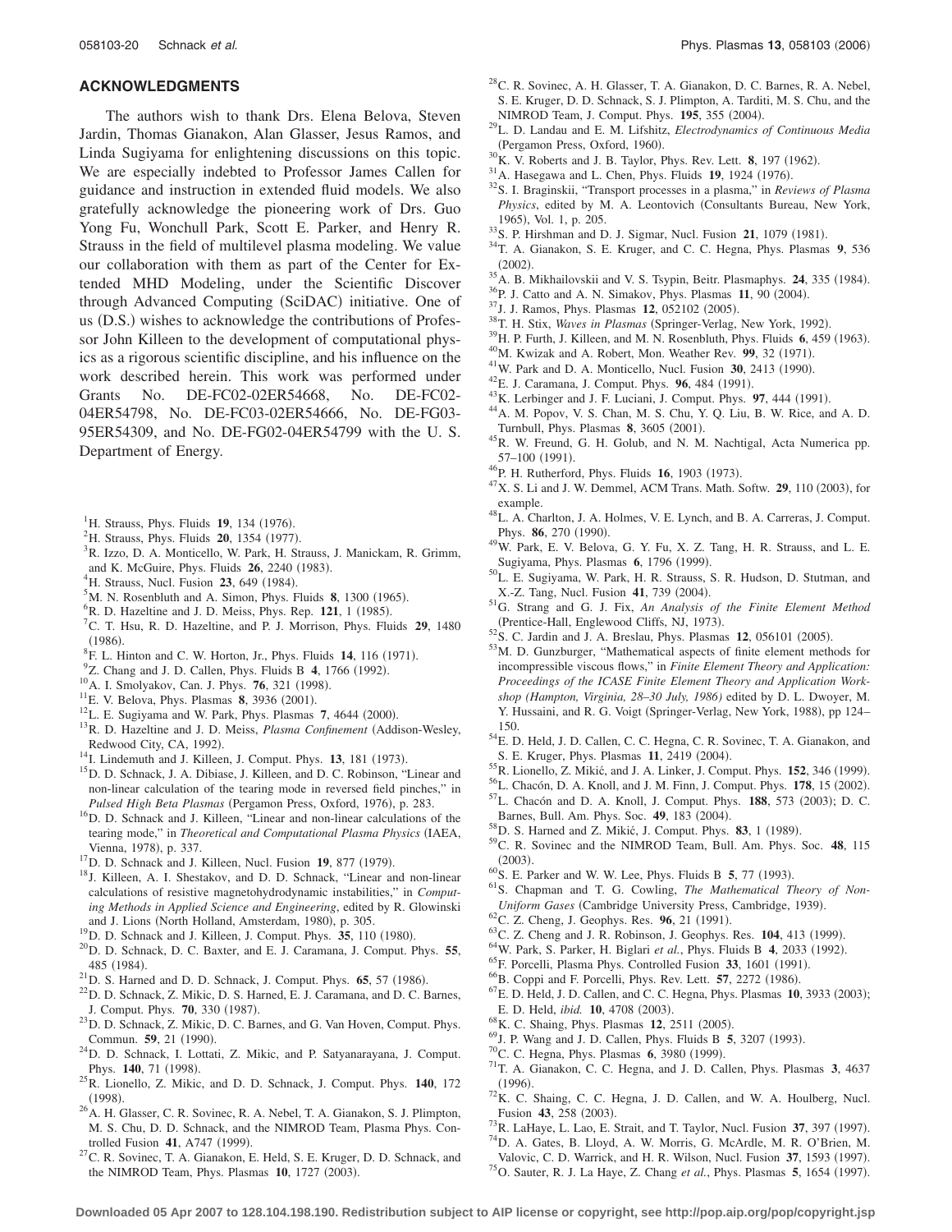## ACKNOWLEDGMENTS

The authors wish to thank Drs. Elena Belova, Steven Jardin, Thomas Gianakon, Alan Glasser, Jesus Ramos, and Linda Sugiyama for enlightening discussions on this topic. We are especially indebted to Professor James Callen for guidance and instruction in extended fluid models. We also gratefully acknowledge the pioneering work of Drs. Guo Yong Fu, Wonchull Park, Scott E. Parker, and Henry R. Strauss in the field of multilevel plasma modeling. We value our collaboration with them as part of the Center for Extended MHD Modeling, under the Scientific Discover through Advanced Computing (SciDAC) initiative. One of us (D.S.) wishes to acknowledge the contributions of Professor John Killeen to the development of computational physics as a rigorous scientific discipline, and his influence on the work described herein. This work was performed under Grants No. DE-FC02-02ER54668, No. DE-FC02-04ER54798, No. DE-FC03-02ER54666, No. DE-FG03-95ER54309, and No. DE-FG02-04ER54799 with the U. S. Department of Energy.

[1] H. Strauss, Phys. Fluids **19**, 134 (1976).
[2] H. Strauss, Phys. Fluids **20**, 1354 (1977).
[3] R. Izzo, D. A. Monticello, W. Park, H. Strauss, J. Manickam, R. Grimm, and K. McGuire, Phys. Fluids **26**, 2240 (1983).
[4] H. Strauss, Nucl. Fusion **23**, 649 (1984).
[5] M. N. Rosenbluth and A. Simon, Phys. Fluids **8**, 1300 (1965).
[6] R. D. Hazeltine and J. D. Meiss, Phys. Rep. **121**, 1 (1985).
[7] C. T. Hsu, R. D. Hazeltine, and P. J. Morrison, Phys. Fluids **29**, 1480 (1986).
[8] F. L. Hinton and C. W. Horton, Jr., Phys. Fluids **14**, 116 (1971).
[9] Z. Chang and J. D. Callen, Phys. Fluids B **4**, 1766 (1992).
[10] A. I. Smolyakov, Can. J. Phys. **76**, 321 (1998).
[11] E. V. Belova, Phys. Plasmas **8**, 3936 (2001).
[12] L. E. Sugiyama and W. Park, Phys. Plasmas **7**, 4644 (2000).
[13] R. D. Hazeltine and J. D. Meiss, *Plasma Confinement* (Addison-Wesley, Redwood City, CA, 1992).
[14] I. Lindemuth and J. Killeen, J. Comput. Phys. **13**, 181 (1973).
[15] D. D. Schnack, J. A. Dibiase, J. Killeen, and D. C. Robinson, "Linear and non-linear calculation of the tearing mode in reversed field pinches," in *Pulsed High Beta Plasmas* (Pergamon Press, Oxford, 1976), p. 283.
[16] D. D. Schnack and J. Killeen, "Linear and non-linear calculations of the tearing mode," in *Theoretical and Computational Plasma Physics* (IAEA, Vienna, 1978), p. 337.
[17] D. D. Schnack and J. Killeen, Nucl. Fusion **19**, 877 (1979).
[18] J. Killeen, A. I. Shestakov, and D. D. Schnack, "Linear and non-linear calculations of resistive magnetohydrodynamic instabilities," in *Computing Methods in Applied Science and Engineering*, edited by R. Glowinski and J. Lions (North Holland, Amsterdam, 1980), p. 305.
[19] D. D. Schnack and J. Killeen, J. Comput. Phys. **35**, 110 (1980).
[20] D. D. Schnack, D. C. Baxter, and E. J. Caramana, J. Comput. Phys. **55**, 485 (1984).
[21] D. S. Harned and D. D. Schnack, J. Comput. Phys. **65**, 57 (1986).
[22] D. D. Schnack, Z. Mikic, D. S. Harned, E. J. Caramana, and D. C. Barnes, J. Comput. Phys. **70**, 330 (1987).
[23] D. D. Schnack, Z. Mikic, D. C. Barnes, and G. Van Hoven, Comput. Phys. Commun. **59**, 21 (1990).
[24] D. D. Schnack, I. Lottati, Z. Mikic, and P. Satyanarayana, J. Comput. Phys. **140**, 71 (1998).
[25] R. Lionello, Z. Mikic, and D. D. Schnack, J. Comput. Phys. **140**, 172 (1998).
[26] A. H. Glasser, C. R. Sovinec, R. A. Nebel, T. A. Gianakon, S. J. Plimpton, M. S. Chu, D. D. Schnack, and the NIMROD Team, Plasma Phys. Controlled Fusion **41**, A747 (1999).
[27] C. R. Sovinec, T. A. Gianakon, E. Held, S. E. Kruger, D. D. Schnack, and the NIMROD Team, Phys. Plasmas **10**, 1727 (2003).
[28] C. R. Sovinec, A. H. Glasser, T. A. Gianakon, D. C. Barnes, R. A. Nebel, S. E. Kruger, D. D. Schnack, S. J. Plimpton, A. Tarditi, M. S. Chu, and the NIMROD Team, J. Comput. Phys. **195**, 355 (2004).
[29] L. D. Landau and E. M. Lifshitz, *Electrodynamics of Continuous Media* (Pergamon Press, Oxford, 1960).
[30] K. V. Roberts and J. B. Taylor, Phys. Rev. Lett. **8**, 197 (1962).
[31] A. Hasegawa and L. Chen, Phys. Fluids **19**, 1924 (1976).
[32] S. I. Braginskii, "Transport processes in a plasma," in *Reviews of Plasma Physics*, edited by M. A. Leontovich (Consultants Bureau, New York, 1965), Vol. 1, p. 205.
[33] S. P. Hirshman and D. J. Sigmar, Nucl. Fusion **21**, 1079 (1981).
[34] T. A. Gianakon, S. E. Kruger, and C. C. Hegna, Phys. Plasmas **9**, 536 (2002).
[35] A. B. Mikhailovskii and V. S. Tsypin, Beitr. Plasmaphys. **24**, 335 (1984).
[36] P. J. Catto and A. N. Simakov, Phys. Plasmas **11**, 90 (2004).
[37] J. J. Ramos, Phys. Plasmas **12**, 052102 (2005).
[38] T. H. Stix, *Waves in Plasmas* (Springer-Verlag, New York, 1992).
[39] H. P. Furth, J. Killeen, and M. N. Rosenbluth, Phys. Fluids **6**, 459 (1963).
[40] M. Kwizak and A. Robert, Mon. Weather Rev. **99**, 32 (1971).
[41] W. Park and D. A. Monticello, Nucl. Fusion **30**, 2413 (1990).
[42] E. J. Caramana, J. Comput. Phys. **96**, 484 (1991).
[43] K. Lerbinger and J. F. Luciani, J. Comput. Phys. **97**, 444 (1991).
[44] A. M. Popov, V. S. Chan, M. S. Chu, Y. Q. Liu, B. W. Rice, and A. D. Turnbull, Phys. Plasmas **8**, 3605 (2001).
[45] R. W. Freund, G. H. Golub, and N. M. Nachtigal, Acta Numerica pp. 57–100 (1991).
[46] P. H. Rutherford, Phys. Fluids **16**, 1903 (1973).
[47] X. S. Li and J. W. Demmel, ACM Trans. Math. Softw. **29**, 110 (2003), for example.
[48] L. A. Charlton, J. A. Holmes, V. E. Lynch, and B. A. Carreras, J. Comput. Phys. **86**, 270 (1990).
[49] W. Park, E. V. Belova, G. Y. Fu, X. Z. Tang, H. R. Strauss, and L. E. Sugiyama, Phys. Plasmas **6**, 1796 (1999).
[50] L. E. Sugiyama, W. Park, H. R. Strauss, S. R. Hudson, D. Stutman, and X.-Z. Tang, Nucl. Fusion **41**, 739 (2004).
[51] G. Strang and G. J. Fix, *An Analysis of the Finite Element Method* (Prentice-Hall, Englewood Cliffs, NJ, 1973).
[52] S. C. Jardin and J. A. Breslau, Phys. Plasmas **12**, 056101 (2005).
[53] M. D. Gunzburger, "Mathematical aspects of finite element methods for incompressible viscous flows," in *Finite Element Theory and Application: Proceedings of the ICASE Finite Element Theory and Application Workshop (Hampton, Virginia, 28–30 July, 1986)* edited by D. L. Dwoyer, M. Y. Hussaini, and R. G. Voigt (Springer-Verlag, New York, 1988), pp 124–150.
[54] E. D. Held, J. D. Callen, C. C. Hegna, C. R. Sovinec, T. A. Gianakon, and S. E. Kruger, Phys. Plasmas **11**, 2419 (2004).
[55] R. Lionello, Z. Mikić, and J. A. Linker, J. Comput. Phys. **152**, 346 (1999).
[56] L. Chacón, D. A. Knoll, and J. M. Finn, J. Comput. Phys. **178**, 15 (2002).
[57] L. Chacón and D. A. Knoll, J. Comput. Phys. **188**, 573 (2003); D. C. Barnes, Bull. Am. Phys. Soc. **49**, 183 (2004).
[58] D. S. Harned and Z. Mikić, J. Comput. Phys. **83**, 1 (1989).
[59] C. R. Sovinec and the NIMROD Team, Bull. Am. Phys. Soc. **48**, 115 (2003).
[60] S. E. Parker and W. W. Lee, Phys. Fluids B **5**, 77 (1993).
[61] S. Chapman and T. G. Cowling, *The Mathematical Theory of Non-Uniform Gases* (Cambridge University Press, Cambridge, 1939).
[62] C. Z. Cheng, J. Geophys. Res. **96**, 21 (1991).
[63] C. Z. Cheng and J. R. Robinson, J. Geophys. Res. **104**, 413 (1999).
[64] W. Park, S. Parker, H. Biglari *et al.*, Phys. Fluids B **4**, 2033 (1992).
[65] F. Porcelli, Plasma Phys. Controlled Fusion **33**, 1601 (1991).
[66] B. Coppi and F. Porcelli, Phys. Rev. Lett. **57**, 2272 (1986).
[67] E. D. Held, J. D. Callen, and C. C. Hegna, Phys. Plasmas **10**, 3933 (2003); E. D. Held, *ibid.* **10**, 4708 (2003).
[68] K. C. Shaing, Phys. Plasmas **12**, 2511 (2005).
[69] J. P. Wang and J. D. Callen, Phys. Fluids B **5**, 3207 (1993).
[70] C. C. Hegna, Phys. Plasmas **6**, 3980 (1999).
[71] T. A. Gianakon, C. C. Hegna, and J. D. Callen, Phys. Plasmas **3**, 4637 (1996).
[72] K. C. Shaing, C. C. Hegna, J. D. Callen, and W. A. Houlberg, Nucl. Fusion **43**, 258 (2003).
[73] R. LaHaye, L. Lao, E. Strait, and T. Taylor, Nucl. Fusion **37**, 397 (1997).
[74] D. A. Gates, B. Lloyd, A. W. Morris, G. McArdle, M. R. O'Brien, M. Valovic, C. D. Warrick, and H. R. Wilson, Nucl. Fusion **37**, 1593 (1997).
[75] O. Sauter, R. J. La Haye, Z. Chang *et al.*, Phys. Plasmas **5**, 1654 (1997).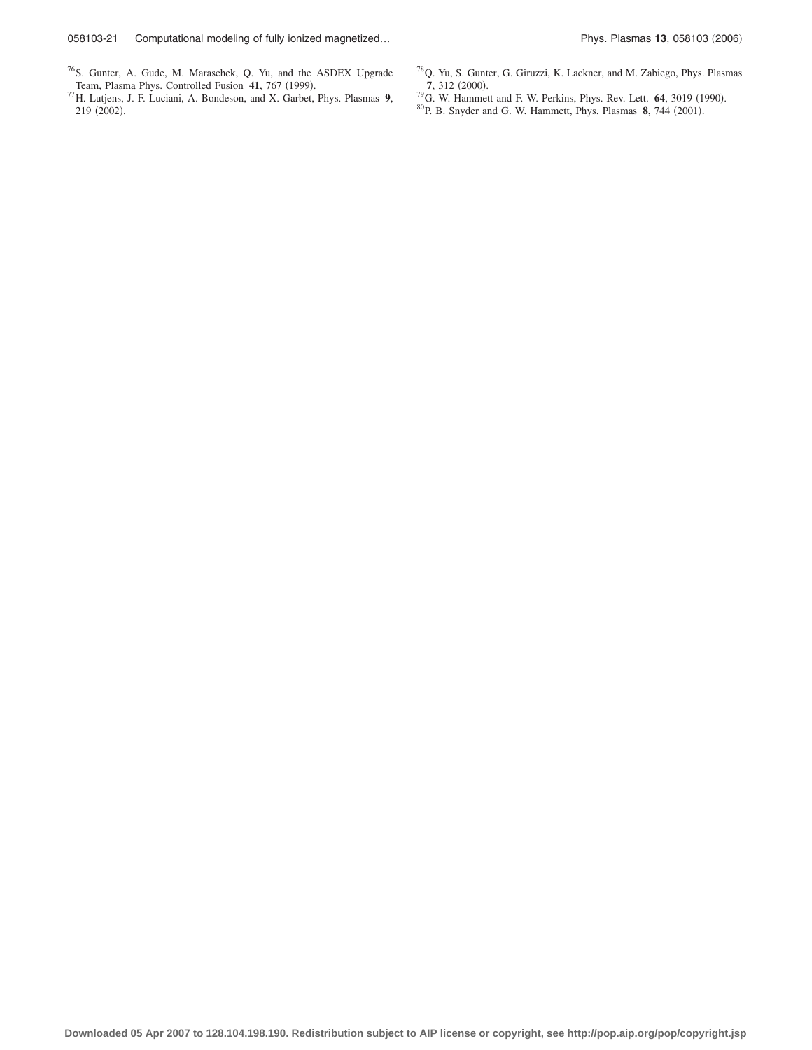[76] S. Gunter, A. Gude, M. Maraschek, Q. Yu, and the ASDEX Upgrade Team, Plasma Phys. Controlled Fusion **41**, 767 (1999).

[77] H. Lutjens, J. F. Luciani, A. Bondeson, and X. Garbet, Phys. Plasmas **9**, 219 (2002).

[78] Q. Yu, S. Gunter, G. Giruzzi, K. Lackner, and M. Zabiego, Phys. Plasmas **7**, 312 (2000).

[79] G. W. Hammett and F. W. Perkins, Phys. Rev. Lett. **64**, 3019 (1990).

[80] P. B. Snyder and G. W. Hammett, Phys. Plasmas **8**, 744 (2001).